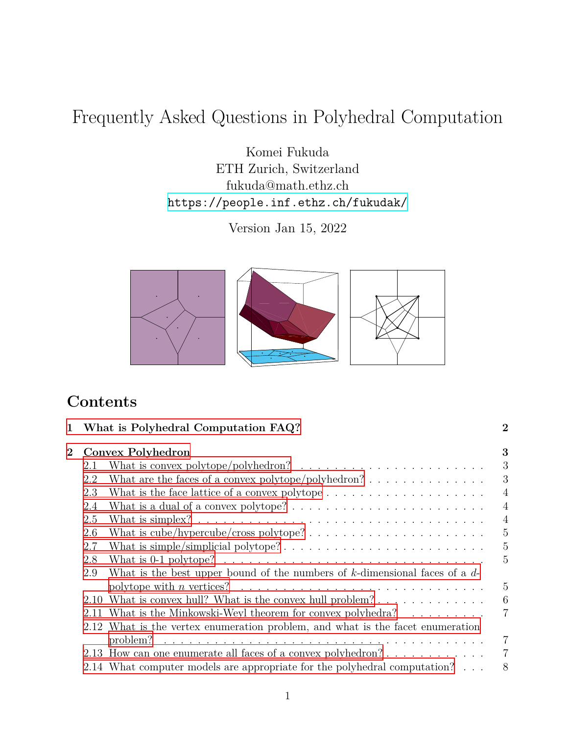# Frequently Asked Questions in Polyhedral Computation

Komei Fukuda
ETH Zurich, Switzerland
fukuda@math.ethz.ch
https://people.inf.ethz.ch/fukudak/

Version Jan 15, 2022

## Contents

**1 What is Polyhedral Computation FAQ?** **2**

**2 Convex Polyhedron** **3**

- 2.1 What is convex polytope/polyhedron? . . . 3
- 2.2 What are the faces of a convex polytope/polyhedron? . . . 3
- 2.3 What is the face lattice of a convex polytope . . . 4
- 2.4 What is a dual of a convex polytope? . . . 4
- 2.5 What is simplex? . . . 4
- 2.6 What is cube/hypercube/cross polytope? . . . 5
- 2.7 What is simple/simplicial polytope? . . . 5
- 2.8 What is 0-1 polytope? . . . 5
- 2.9 What is the best upper bound of the numbers of $k$-dimensional faces of a $d$-polytope with $n$ vertices? . . . 5
- 2.10 What is convex hull? What is the convex hull problem? . . . 6
- 2.11 What is the Minkowski-Weyl theorem for convex polyhedra? . . . 7
- 2.12 What is the vertex enumeration problem, and what is the facet enumeration problem? . . . 7
- 2.13 How can one enumerate all faces of a convex polyhedron? . . . 7
- 2.14 What computer models are appropriate for the polyhedral computation? . . . 8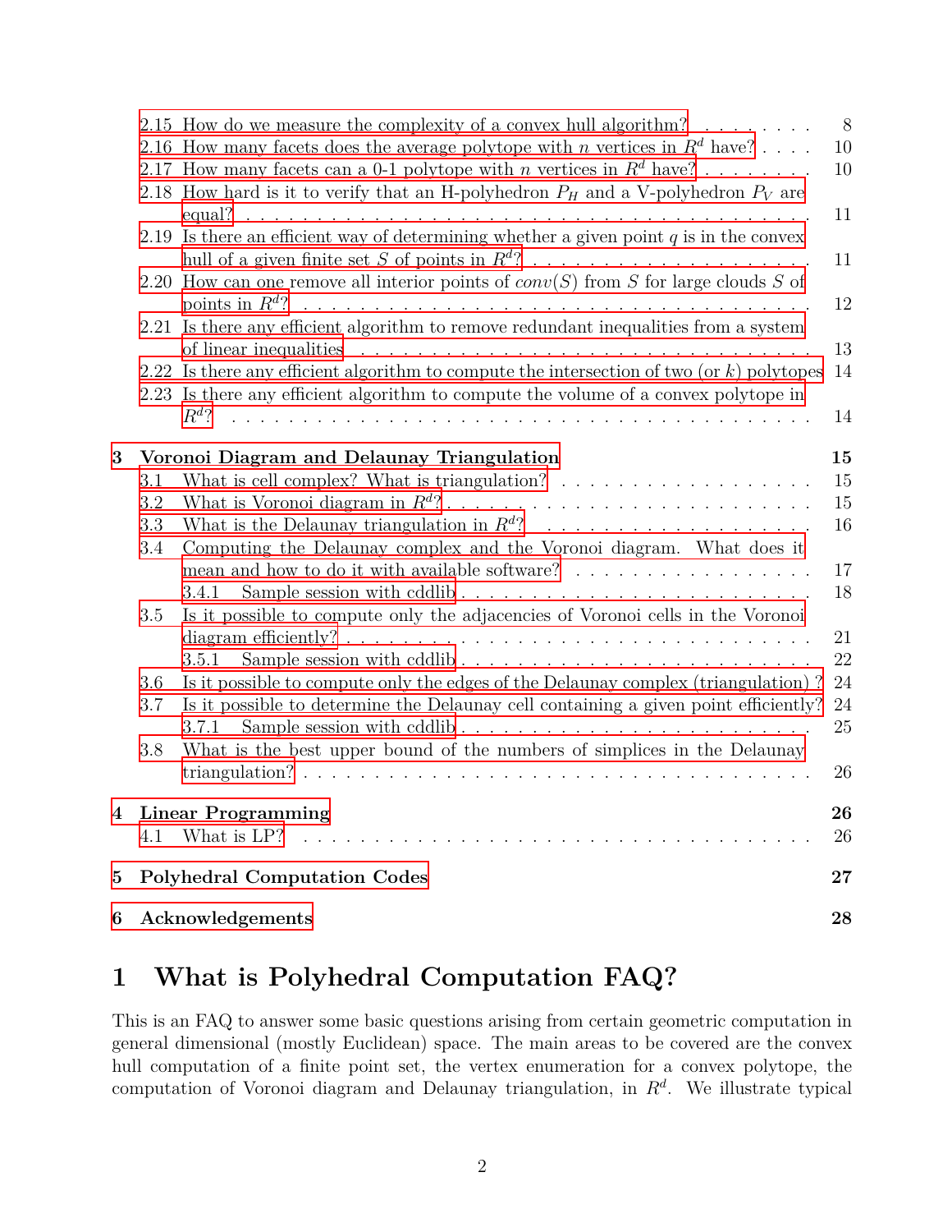- 2.15 How do we measure the complexity of a convex hull algorithm? . . . . . . . . 8
- 2.16 How many facets does the average polytope with $n$ vertices in $R^d$ have? . . . . 10
- 2.17 How many facets can a 0-1 polytope with $n$ vertices in $R^d$ have? . . . . . . . . 10
- 2.18 How hard is it to verify that an H-polyhedron $P_H$ and a V-polyhedron $P_V$ are equal? . . . . . . . . . . . . . . . . . . . . . . . . . . . . . . . . . . . . . 11
- 2.19 Is there an efficient way of determining whether a given point $q$ is in the convex hull of a given finite set $S$ of points in $R^d$? . . . . . . . . . . . . . . . . . . . 11
- 2.20 How can one remove all interior points of $conv(S)$ from $S$ for large clouds $S$ of points in $R^d$? . . . . . . . . . . . . . . . . . . . . . . . . . . . . . . . . . . 12
- 2.21 Is there any efficient algorithm to remove redundant inequalities from a system of linear inequalities . . . . . . . . . . . . . . . . . . . . . . . . . . . . . . . . 13
- 2.22 Is there any efficient algorithm to compute the intersection of two (or $k$) polytopes 14
- 2.23 Is there any efficient algorithm to compute the volume of a convex polytope in $R^d$? . . . . . . . . . . . . . . . . . . . . . . . . . . . . . . . . . . . . . . . 14

**3 Voronoi Diagram and Delaunay Triangulation** **15**

- 3.1 What is cell complex? What is triangulation? . . . . . . . . . . . . . . . . . . 15
- 3.2 What is Voronoi diagram in $R^d$? . . . . . . . . . . . . . . . . . . . . . . . . 15
- 3.3 What is the Delaunay triangulation in $R^d$? . . . . . . . . . . . . . . . . . . . 16
- 3.4 Computing the Delaunay complex and the Voronoi diagram. What does it mean and how to do it with available software? . . . . . . . . . . . . . . . . . 17
  - 3.4.1 Sample session with cddlib . . . . . . . . . . . . . . . . . . . . . . . . . 18
- 3.5 Is it possible to compute only the adjacencies of Voronoi cells in the Voronoi diagram efficiently? . . . . . . . . . . . . . . . . . . . . . . . . . . . . . . . . 21
  - 3.5.1 Sample session with cddlib . . . . . . . . . . . . . . . . . . . . . . . . . 22
- 3.6 Is it possible to compute only the edges of the Delaunay complex (triangulation) ? 24
- 3.7 Is it possible to determine the Delaunay cell containing a given point efficiently? 24
  - 3.7.1 Sample session with cddlib . . . . . . . . . . . . . . . . . . . . . . . . . 25
- 3.8 What is the best upper bound of the numbers of simplices in the Delaunay triangulation? . . . . . . . . . . . . . . . . . . . . . . . . . . . . . . . . . . . . 26

**4 Linear Programming** **26**

- 4.1 What is LP? . . . . . . . . . . . . . . . . . . . . . . . . . . . . . . . . . . . . 26

**5 Polyhedral Computation Codes** **27**

**6 Acknowledgements** **28**

# 1 What is Polyhedral Computation FAQ?

This is an FAQ to answer some basic questions arising from certain geometric computation in general dimensional (mostly Euclidean) space. The main areas to be covered are the convex hull computation of a finite point set, the vertex enumeration for a convex polytope, the computation of Voronoi diagram and Delaunay triangulation, in $R^d$. We illustrate typical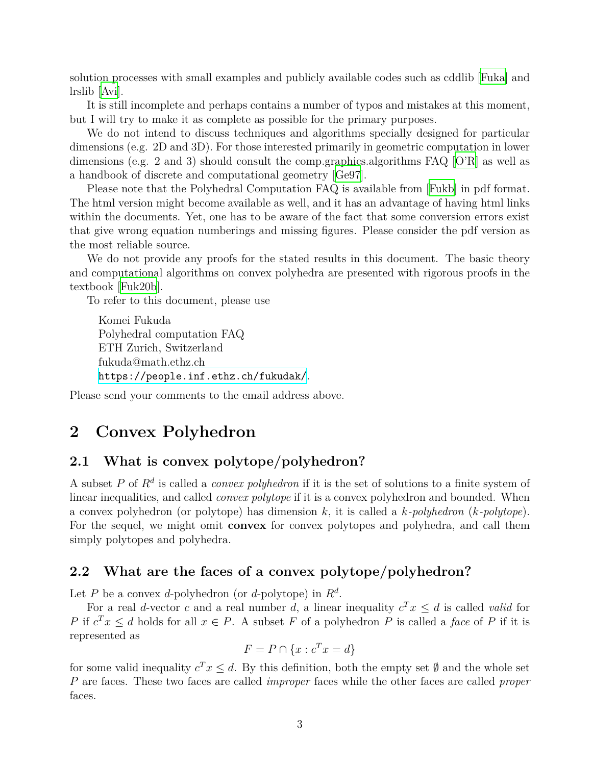solution processes with small examples and publicly available codes such as cddlib [Fuka] and lrslib [Avi].

It is still incomplete and perhaps contains a number of typos and mistakes at this moment, but I will try to make it as complete as possible for the primary purposes.

We do not intend to discuss techniques and algorithms specially designed for particular dimensions (e.g. 2D and 3D). For those interested primarily in geometric computation in lower dimensions (e.g. 2 and 3) should consult the comp.graphics.algorithms FAQ [O'R] as well as a handbook of discrete and computational geometry [Ge97].

Please note that the Polyhedral Computation FAQ is available from [Fukb] in pdf format. The html version might become available as well, and it has an advantage of having html links within the documents. Yet, one has to be aware of the fact that some conversion errors exist that give wrong equation numberings and missing figures. Please consider the pdf version as the most reliable source.

We do not provide any proofs for the stated results in this document. The basic theory and computational algorithms on convex polyhedra are presented with rigorous proofs in the textbook [Fuk20b].

To refer to this document, please use

> Komei Fukuda
> Polyhedral computation FAQ
> ETH Zurich, Switzerland
> fukuda@math.ethz.ch
> `https://people.inf.ethz.ch/fukudak/`.

Please send your comments to the email address above.

# 2 Convex Polyhedron

## 2.1 What is convex polytope/polyhedron?

A subset $P$ of $R^d$ is called a *convex polyhedron* if it is the set of solutions to a finite system of linear inequalities, and called *convex polytope* if it is a convex polyhedron and bounded. When a convex polyhedron (or polytope) has dimension $k$, it is called a *k-polyhedron* (*k-polytope*). For the sequel, we might omit **convex** for convex polytopes and polyhedra, and call them simply polytopes and polyhedra.

## 2.2 What are the faces of a convex polytope/polyhedron?

Let $P$ be a convex $d$-polyhedron (or $d$-polytope) in $R^d$.

For a real $d$-vector $c$ and a real number $d$, a linear inequality $c^T x \leq d$ is called *valid* for $P$ if $c^T x \leq d$ holds for all $x \in P$. A subset $F$ of a polyhedron $P$ is called a *face* of $P$ if it is represented as

$$F = P \cap \{x : c^T x = d\}$$

for some valid inequality $c^T x \leq d$. By this definition, both the empty set $\emptyset$ and the whole set $P$ are faces. These two faces are called *improper* faces while the other faces are called *proper* faces.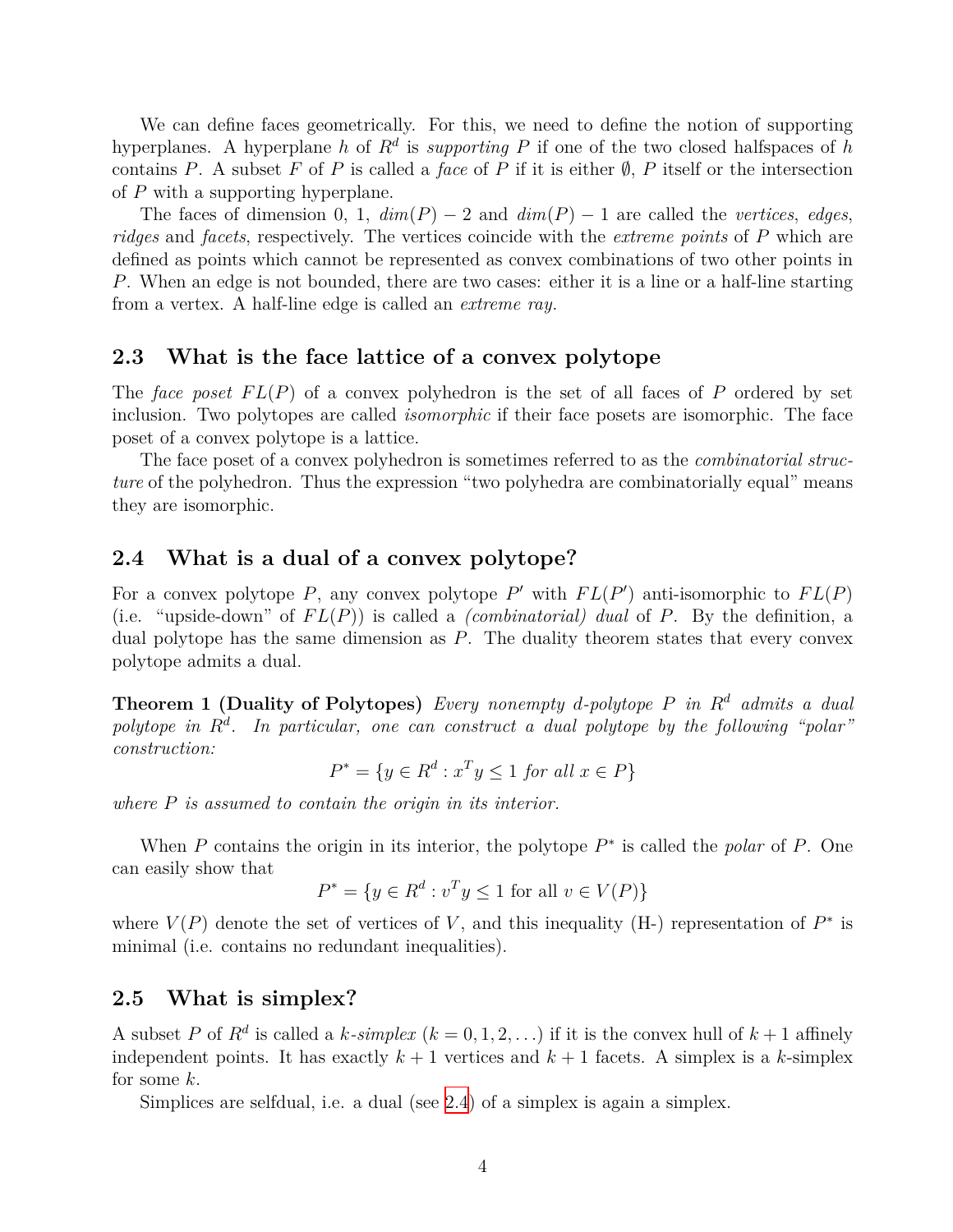We can define faces geometrically. For this, we need to define the notion of supporting hyperplanes. A hyperplane $h$ of $R^d$ is *supporting* $P$ if one of the two closed halfspaces of $h$ contains $P$. A subset $F$ of $P$ is called a *face* of $P$ if it is either $\emptyset$, $P$ itself or the intersection of $P$ with a supporting hyperplane.

The faces of dimension 0, 1, $dim(P) - 2$ and $dim(P) - 1$ are called the *vertices*, *edges*, *ridges* and *facets*, respectively. The vertices coincide with the *extreme points* of $P$ which are defined as points which cannot be represented as convex combinations of two other points in $P$. When an edge is not bounded, there are two cases: either it is a line or a half-line starting from a vertex. A half-line edge is called an *extreme ray*.

## 2.3 What is the face lattice of a convex polytope

The *face poset* $FL(P)$ of a convex polyhedron is the set of all faces of $P$ ordered by set inclusion. Two polytopes are called *isomorphic* if their face posets are isomorphic. The face poset of a convex polytope is a lattice.

The face poset of a convex polyhedron is sometimes referred to as the *combinatorial structure* of the polyhedron. Thus the expression "two polyhedra are combinatorially equal" means they are isomorphic.

## 2.4 What is a dual of a convex polytope?

For a convex polytope $P$, any convex polytope $P'$ with $FL(P')$ anti-isomorphic to $FL(P)$ (i.e. "upside-down" of $FL(P)$) is called a *(combinatorial) dual* of $P$. By the definition, a dual polytope has the same dimension as $P$. The duality theorem states that every convex polytope admits a dual.

**Theorem 1 (Duality of Polytopes)** *Every nonempty d-polytope $P$ in $R^d$ admits a dual polytope in $R^d$. In particular, one can construct a dual polytope by the following "polar" construction:*

$$P^* = \{y \in R^d : x^T y \leq 1 \text{ for all } x \in P\}$$

*where $P$ is assumed to contain the origin in its interior.*

When $P$ contains the origin in its interior, the polytope $P^*$ is called the *polar* of $P$. One can easily show that

$$P^* = \{y \in R^d : v^T y \leq 1 \text{ for all } v \in V(P)\}$$

where $V(P)$ denote the set of vertices of $V$, and this inequality (H-) representation of $P^*$ is minimal (i.e. contains no redundant inequalities).

## 2.5 What is simplex?

A subset $P$ of $R^d$ is called a *k-simplex* ($k = 0, 1, 2, \ldots$) if it is the convex hull of $k + 1$ affinely independent points. It has exactly $k + 1$ vertices and $k + 1$ facets. A simplex is a $k$-simplex for some $k$.

Simplices are selfdual, i.e. a dual (see 2.4) of a simplex is again a simplex.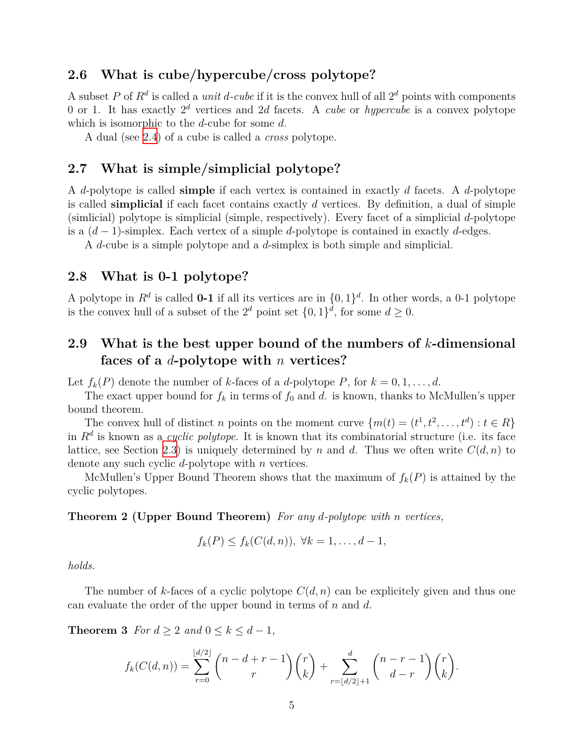## 2.6 What is cube/hypercube/cross polytope?

A subset $P$ of $R^d$ is called a *unit d-cube* if it is the convex hull of all $2^d$ points with components 0 or 1. It has exactly $2^d$ vertices and $2d$ facets. A *cube* or *hypercube* is a convex polytope which is isomorphic to the $d$-cube for some $d$.

A dual (see 2.4) of a cube is called a *cross* polytope.

## 2.7 What is simple/simplicial polytope?

A $d$-polytope is called **simple** if each vertex is contained in exactly $d$ facets. A $d$-polytope is called **simplicial** if each facet contains exactly $d$ vertices. By definition, a dual of simple (simlicial) polytope is simplicial (simple, respectively). Every facet of a simplicial $d$-polytope is a $(d-1)$-simplex. Each vertex of a simple $d$-polytope is contained in exactly $d$-edges.

A $d$-cube is a simple polytope and a $d$-simplex is both simple and simplicial.

## 2.8 What is 0-1 polytope?

A polytope in $R^d$ is called **0-1** if all its vertices are in $\{0,1\}^d$. In other words, a 0-1 polytope is the convex hull of a subset of the $2^d$ point set $\{0,1\}^d$, for some $d \geq 0$.

## 2.9 What is the best upper bound of the numbers of $k$-dimensional faces of a $d$-polytope with $n$ vertices?

Let $f_k(P)$ denote the number of $k$-faces of a $d$-polytope $P$, for $k = 0, 1, \ldots, d$.

The exact upper bound for $f_k$ in terms of $f_0$ and $d$. is known, thanks to McMullen's upper bound theorem.

The convex hull of distinct $n$ points on the moment curve $\{m(t) = (t^1, t^2, \ldots, t^d) : t \in R\}$ in $R^d$ is known as a *cyclic polytope*. It is known that its combinatorial structure (i.e. its face lattice, see Section 2.3) is uniquely determined by $n$ and $d$. Thus we often write $C(d,n)$ to denote any such cyclic $d$-polytope with $n$ vertices.

McMullen's Upper Bound Theorem shows that the maximum of $f_k(P)$ is attained by the cyclic polytopes.

**Theorem 2 (Upper Bound Theorem)** *For any d-polytope with n vertices,*

$$f_k(P) \leq f_k(C(d,n)), \ \forall k = 1, \ldots, d-1,$$

*holds.*

The number of $k$-faces of a cyclic polytope $C(d,n)$ can be explicitely given and thus one can evaluate the order of the upper bound in terms of $n$ and $d$.

**Theorem 3** *For $d \geq 2$ and $0 \leq k \leq d-1$,*

$$f_k(C(d,n)) = \sum_{r=0}^{\lfloor d/2 \rfloor} \binom{n-d+r-1}{r}\binom{r}{k} + \sum_{r=\lfloor d/2 \rfloor+1}^{d} \binom{n-r-1}{d-r}\binom{r}{k}.$$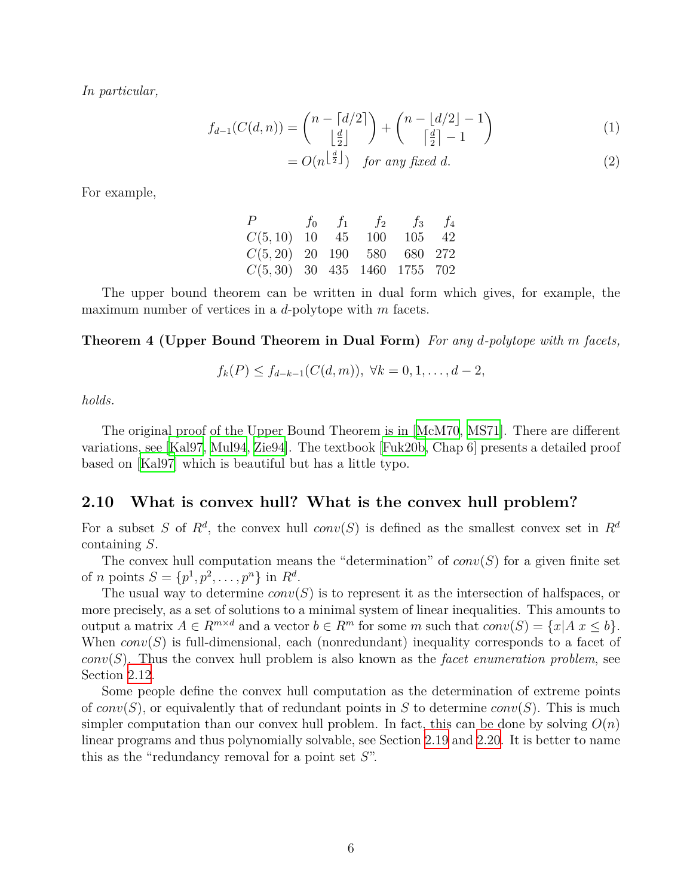*In particular,*

$$f_{d-1}(C(d,n)) = \binom{n - \lceil d/2 \rceil}{\lfloor \frac{d}{2} \rfloor} + \binom{n - \lfloor d/2 \rfloor - 1}{\lceil \frac{d}{2} \rceil - 1} \tag{1}$$

$$= O(n^{\lfloor \frac{d}{2} \rfloor}) \quad \textit{for any fixed } d. \tag{2}$$

For example,

| $P$ | $f_0$ | $f_1$ | $f_2$ | $f_3$ | $f_4$ |
|---|---|---|---|---|---|
| $C(5,10)$ | 10 | 45 | 100 | 105 | 42 |
| $C(5,20)$ | 20 | 190 | 580 | 680 | 272 |
| $C(5,30)$ | 30 | 435 | 1460 | 1755 | 702 |

The upper bound theorem can be written in dual form which gives, for example, the maximum number of vertices in a $d$-polytope with $m$ facets.

**Theorem 4 (Upper Bound Theorem in Dual Form)** *For any $d$-polytope with $m$ facets,*

$$f_k(P) \leq f_{d-k-1}(C(d,m)), \; \forall k = 0, 1, \ldots, d-2,$$

*holds.*

The original proof of the Upper Bound Theorem is in [McM70, MS71]. There are different variations, see [Kal97, Mul94, Zie94]. The textbook [Fuk20b, Chap 6] presents a detailed proof based on [Kal97] which is beautiful but has a little typo.

## 2.10 What is convex hull? What is the convex hull problem?

For a subset $S$ of $R^d$, the convex hull $conv(S)$ is defined as the smallest convex set in $R^d$ containing $S$.

The convex hull computation means the "determination" of $conv(S)$ for a given finite set of $n$ points $S = \{p^1, p^2, \ldots, p^n\}$ in $R^d$.

The usual way to determine $conv(S)$ is to represent it as the intersection of halfspaces, or more precisely, as a set of solutions to a minimal system of linear inequalities. This amounts to output a matrix $A \in R^{m \times d}$ and a vector $b \in R^m$ for some $m$ such that $conv(S) = \{x | A \, x \leq b\}$. When $conv(S)$ is full-dimensional, each (nonredundant) inequality corresponds to a facet of $conv(S)$. Thus the convex hull problem is also known as the *facet enumeration problem*, see Section 2.12.

Some people define the convex hull computation as the determination of extreme points of $conv(S)$, or equivalently that of redundant points in $S$ to determine $conv(S)$. This is much simpler computation than our convex hull problem. In fact, this can be done by solving $O(n)$ linear programs and thus polynomially solvable, see Section 2.19 and 2.20. It is better to name this as the "redundancy removal for a point set $S$".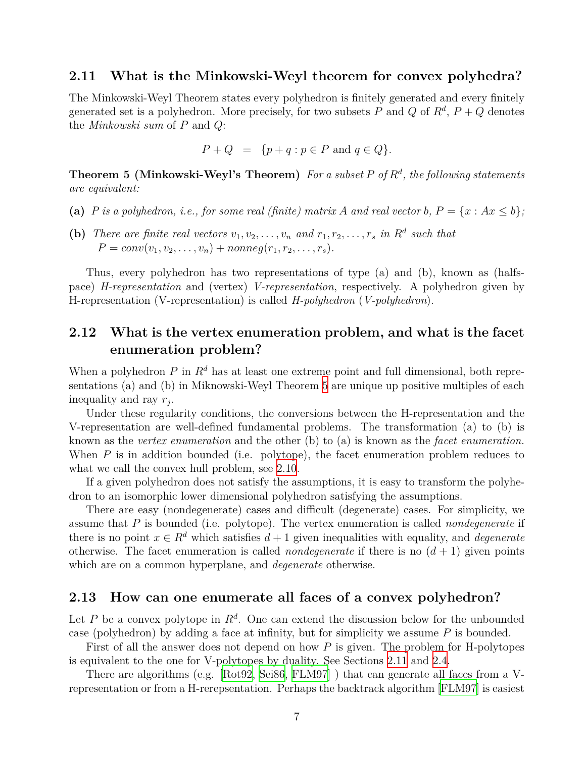## 2.11 What is the Minkowski-Weyl theorem for convex polyhedra?

The Minkowski-Weyl Theorem states every polyhedron is finitely generated and every finitely generated set is a polyhedron. More precisely, for two subsets $P$ and $Q$ of $R^d$, $P + Q$ denotes the *Minkowski sum* of $P$ and $Q$:

$$P + Q \;\; = \;\; \{p + q : p \in P \text{ and } q \in Q\}.$$

**Theorem 5 (Minkowski-Weyl's Theorem)** *For a subset $P$ of $R^d$, the following statements are equivalent:*

**(a)** *$P$ is a polyhedron, i.e., for some real (finite) matrix $A$ and real vector $b$, $P = \{x : Ax \leq b\}$;*

**(b)** *There are finite real vectors $v_1, v_2, \ldots, v_n$ and $r_1, r_2, \ldots, r_s$ in $R^d$ such that $P = conv(v_1, v_2, \ldots, v_n) + nonneg(r_1, r_2, \ldots, r_s)$.*

Thus, every polyhedron has two representations of type (a) and (b), known as (halfspace) *H-representation* and (vertex) *V-representation*, respectively. A polyhedron given by H-representation (V-representation) is called *H-polyhedron* (*V-polyhedron*).

## 2.12 What is the vertex enumeration problem, and what is the facet enumeration problem?

When a polyhedron $P$ in $R^d$ has at least one extreme point and full dimensional, both representations (a) and (b) in Miknowski-Weyl Theorem 5 are unique up positive multiples of each inequality and ray $r_j$.

Under these regularity conditions, the conversions between the H-representation and the V-representation are well-defined fundamental problems. The transformation (a) to (b) is known as the *vertex enumeration* and the other (b) to (a) is known as the *facet enumeration.* When $P$ is in addition bounded (i.e. polytope), the facet enumeration problem reduces to what we call the convex hull problem, see 2.10.

If a given polyhedron does not satisfy the assumptions, it is easy to transform the polyhedron to an isomorphic lower dimensional polyhedron satisfying the assumptions.

There are easy (nondegenerate) cases and difficult (degenerate) cases. For simplicity, we assume that $P$ is bounded (i.e. polytope). The vertex enumeration is called *nondegenerate* if there is no point $x \in R^d$ which satisfies $d + 1$ given inequalities with equality, and *degenerate* otherwise. The facet enumeration is called *nondegenerate* if there is no $(d + 1)$ given points which are on a common hyperplane, and *degenerate* otherwise.

## 2.13 How can one enumerate all faces of a convex polyhedron?

Let $P$ be a convex polytope in $R^d$. One can extend the discussion below for the unbounded case (polyhedron) by adding a face at infinity, but for simplicity we assume $P$ is bounded.

First of all the answer does not depend on how $P$ is given. The problem for H-polytopes is equivalent to the one for V-polytopes by duality. See Sections 2.11 and 2.4.

There are algorithms (e.g. [Rot92, Sei86, FLM97] ) that can generate all faces from a V-representation or from a H-rerepsentation. Perhaps the backtrack algorithm [FLM97] is easiest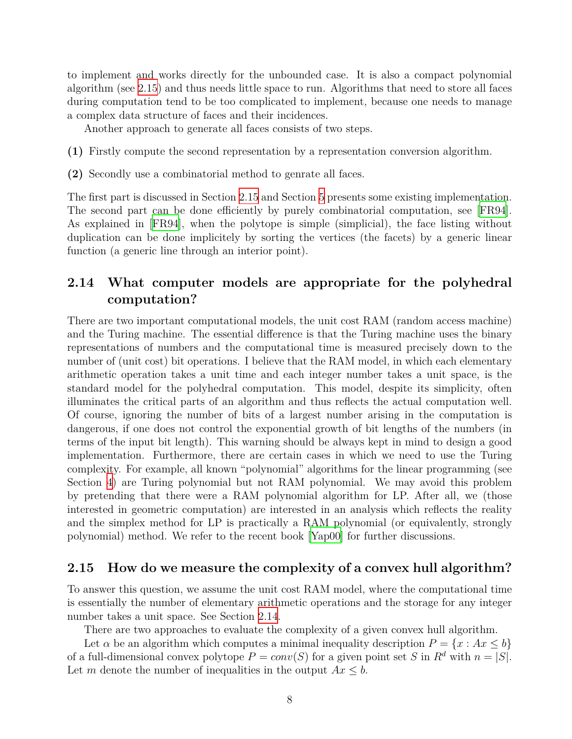to implement and works directly for the unbounded case. It is also a compact polynomial algorithm (see 2.15) and thus needs little space to run. Algorithms that need to store all faces during computation tend to be too complicated to implement, because one needs to manage a complex data structure of faces and their incidences.

Another approach to generate all faces consists of two steps.

**(1)** Firstly compute the second representation by a representation conversion algorithm.

**(2)** Secondly use a combinatorial method to genrate all faces.

The first part is discussed in Section 2.15 and Section 5 presents some existing implementation. The second part can be done efficiently by purely combinatorial computation, see [FR94]. As explained in [FR94], when the polytope is simple (simplicial), the face listing without duplication can be done implicitely by sorting the vertices (the facets) by a generic linear function (a generic line through an interior point).

## 2.14 What computer models are appropriate for the polyhedral computation?

There are two important computational models, the unit cost RAM (random access machine) and the Turing machine. The essential difference is that the Turing machine uses the binary representations of numbers and the computational time is measured precisely down to the number of (unit cost) bit operations. I believe that the RAM model, in which each elementary arithmetic operation takes a unit time and each integer number takes a unit space, is the standard model for the polyhedral computation. This model, despite its simplicity, often illuminates the critical parts of an algorithm and thus reflects the actual computation well. Of course, ignoring the number of bits of a largest number arising in the computation is dangerous, if one does not control the exponential growth of bit lengths of the numbers (in terms of the input bit length). This warning should be always kept in mind to design a good implementation. Furthermore, there are certain cases in which we need to use the Turing complexity. For example, all known "polynomial" algorithms for the linear programming (see Section 4) are Turing polynomial but not RAM polynomial. We may avoid this problem by pretending that there were a RAM polynomial algorithm for LP. After all, we (those interested in geometric computation) are interested in an analysis which reflects the reality and the simplex method for LP is practically a RAM polynomial (or equivalently, strongly polynomial) method. We refer to the recent book [Yap00] for further discussions.

## 2.15 How do we measure the complexity of a convex hull algorithm?

To answer this question, we assume the unit cost RAM model, where the computational time is essentially the number of elementary arithmetic operations and the storage for any integer number takes a unit space. See Section 2.14.

There are two approaches to evaluate the complexity of a given convex hull algorithm.

Let $\alpha$ be an algorithm which computes a minimal inequality description $P = \{x : Ax \leq b\}$ of a full-dimensional convex polytope $P = conv(S)$ for a given point set $S$ in $R^d$ with $n = |S|$. Let $m$ denote the number of inequalities in the output $Ax \leq b$.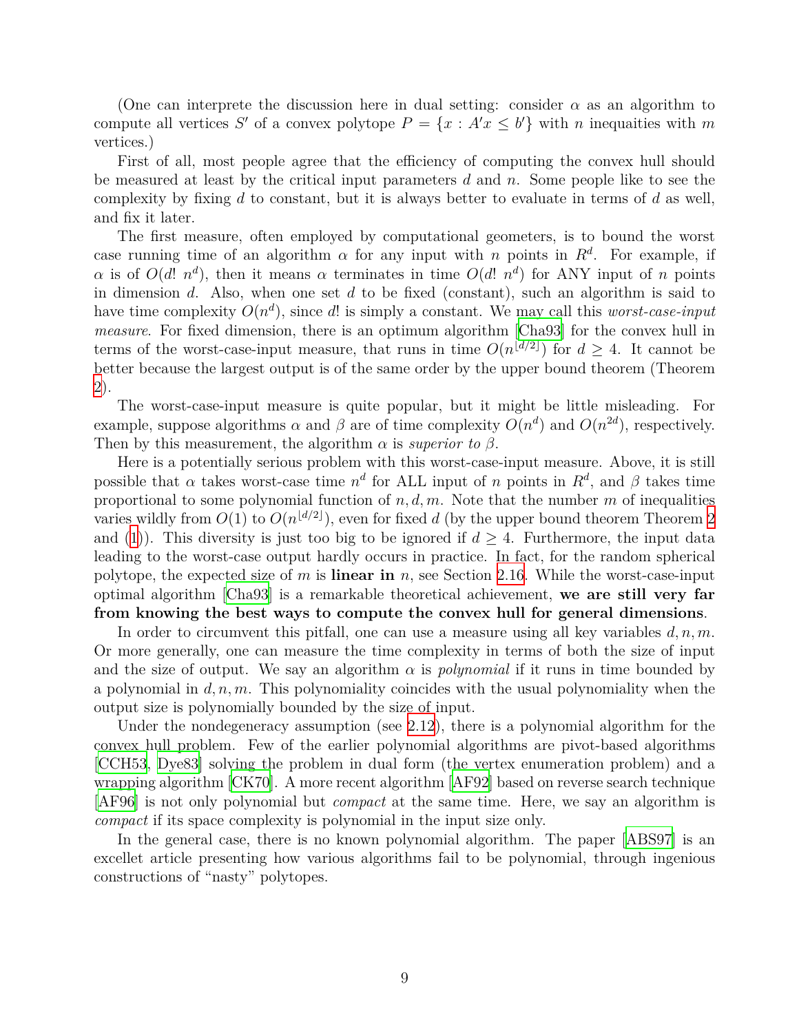(One can interprete the discussion here in dual setting: consider $\alpha$ as an algorithm to compute all vertices $S'$ of a convex polytope $P = \{x : A'x \leq b'\}$ with $n$ inequaities with $m$ vertices.)

First of all, most people agree that the efficiency of computing the convex hull should be measured at least by the critical input parameters $d$ and $n$. Some people like to see the complexity by fixing $d$ to constant, but it is always better to evaluate in terms of $d$ as well, and fix it later.

The first measure, often employed by computational geometers, is to bound the worst case running time of an algorithm $\alpha$ for any input with $n$ points in $R^d$. For example, if $\alpha$ is of $O(d!\ n^d)$, then it means $\alpha$ terminates in time $O(d!\ n^d)$ for ANY input of $n$ points in dimension $d$. Also, when one set $d$ to be fixed (constant), such an algorithm is said to have time complexity $O(n^d)$, since $d!$ is simply a constant. We may call this *worst-case-input measure*. For fixed dimension, there is an optimum algorithm [Cha93] for the convex hull in terms of the worst-case-input measure, that runs in time $O(n^{\lfloor d/2 \rfloor})$ for $d \geq 4$. It cannot be better because the largest output is of the same order by the upper bound theorem (Theorem 2).

The worst-case-input measure is quite popular, but it might be little misleading. For example, suppose algorithms $\alpha$ and $\beta$ are of time complexity $O(n^d)$ and $O(n^{2d})$, respectively. Then by this measurement, the algorithm $\alpha$ is *superior to* $\beta$.

Here is a potentially serious problem with this worst-case-input measure. Above, it is still possible that $\alpha$ takes worst-case time $n^d$ for ALL input of $n$ points in $R^d$, and $\beta$ takes time proportional to some polynomial function of $n, d, m$. Note that the number $m$ of inequalities varies wildly from $O(1)$ to $O(n^{\lfloor d/2 \rfloor})$, even for fixed $d$ (by the upper bound theorem Theorem 2 and (1)). This diversity is just too big to be ignored if $d \geq 4$. Furthermore, the input data leading to the worst-case output hardly occurs in practice. In fact, for the random spherical polytope, the expected size of $m$ is **linear in** $n$, see Section 2.16. While the worst-case-input optimal algorithm [Cha93] is a remarkable theoretical achievement, **we are still very far from knowing the best ways to compute the convex hull for general dimensions**.

In order to circumvent this pitfall, one can use a measure using all key variables $d, n, m$. Or more generally, one can measure the time complexity in terms of both the size of input and the size of output. We say an algorithm $\alpha$ is *polynomial* if it runs in time bounded by a polynomial in $d, n, m$. This polynomiality coincides with the usual polynomiality when the output size is polynomially bounded by the size of input.

Under the nondegeneracy assumption (see 2.12), there is a polynomial algorithm for the convex hull problem. Few of the earlier polynomial algorithms are pivot-based algorithms [CCH53, Dye83] solving the problem in dual form (the vertex enumeration problem) and a wrapping algorithm [CK70]. A more recent algorithm [AF92] based on reverse search technique [AF96] is not only polynomial but *compact* at the same time. Here, we say an algorithm is *compact* if its space complexity is polynomial in the input size only.

In the general case, there is no known polynomial algorithm. The paper [ABS97] is an excellet article presenting how various algorithms fail to be polynomial, through ingenious constructions of "nasty" polytopes.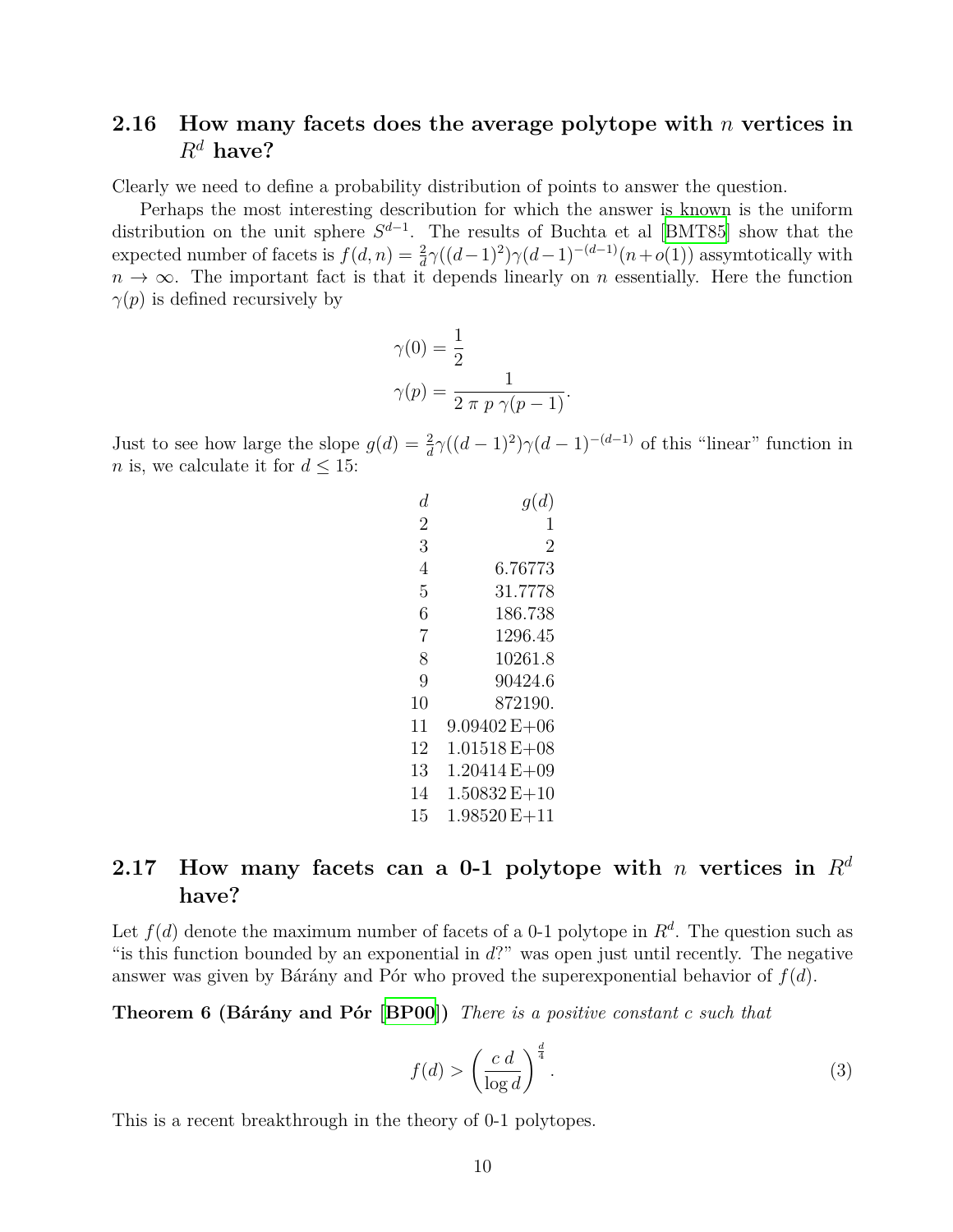## 2.16 How many facets does the average polytope with $n$ vertices in $R^d$ have?

Clearly we need to define a probability distribution of points to answer the question.

Perhaps the most interesting describution for which the answer is known is the uniform distribution on the unit sphere $S^{d-1}$. The results of Buchta et al [BMT85] show that the expected number of facets is $f(d,n) = \frac{2}{d}\gamma((d-1)^2)\gamma(d-1)^{-(d-1)}(n+o(1))$ assymtotically with $n \to \infty$. The important fact is that it depends linearly on $n$ essentially. Here the function $\gamma(p)$ is defined recursively by

$$\gamma(0) = \frac{1}{2}$$

$$\gamma(p) = \frac{1}{2\ \pi\ p\ \gamma(p-1)}.$$

Just to see how large the slope $g(d) = \frac{2}{d}\gamma((d-1)^2)\gamma(d-1)^{-(d-1)}$ of this "linear" function in $n$ is, we calculate it for $d \le 15$:

| $d$ | $g(d)$ |
|---|---|
| 2 | 1 |
| 3 | 2 |
| 4 | 6.76773 |
| 5 | 31.7778 |
| 6 | 186.738 |
| 7 | 1296.45 |
| 8 | 10261.8 |
| 9 | 90424.6 |
| 10 | 872190. |
| 11 | 9.09402 E+06 |
| 12 | 1.01518 E+08 |
| 13 | 1.20414 E+09 |
| 14 | 1.50832 E+10 |
| 15 | 1.98520 E+11 |

## 2.17 How many facets can a 0-1 polytope with $n$ vertices in $R^d$ have?

Let $f(d)$ denote the maximum number of facets of a 0-1 polytope in $R^d$. The question such as "is this function bounded by an exponential in $d$?" was open just until recently. The negative answer was given by Bárány and Pór who proved the superexponential behavior of $f(d)$.

**Theorem 6 (Bárány and Pór [BP00])** *There is a positive constant $c$ such that*

$$f(d) > \left(\frac{c\ d}{\log d}\right)^{\frac{d}{4}}. \tag{3}$$

This is a recent breakthrough in the theory of 0-1 polytopes.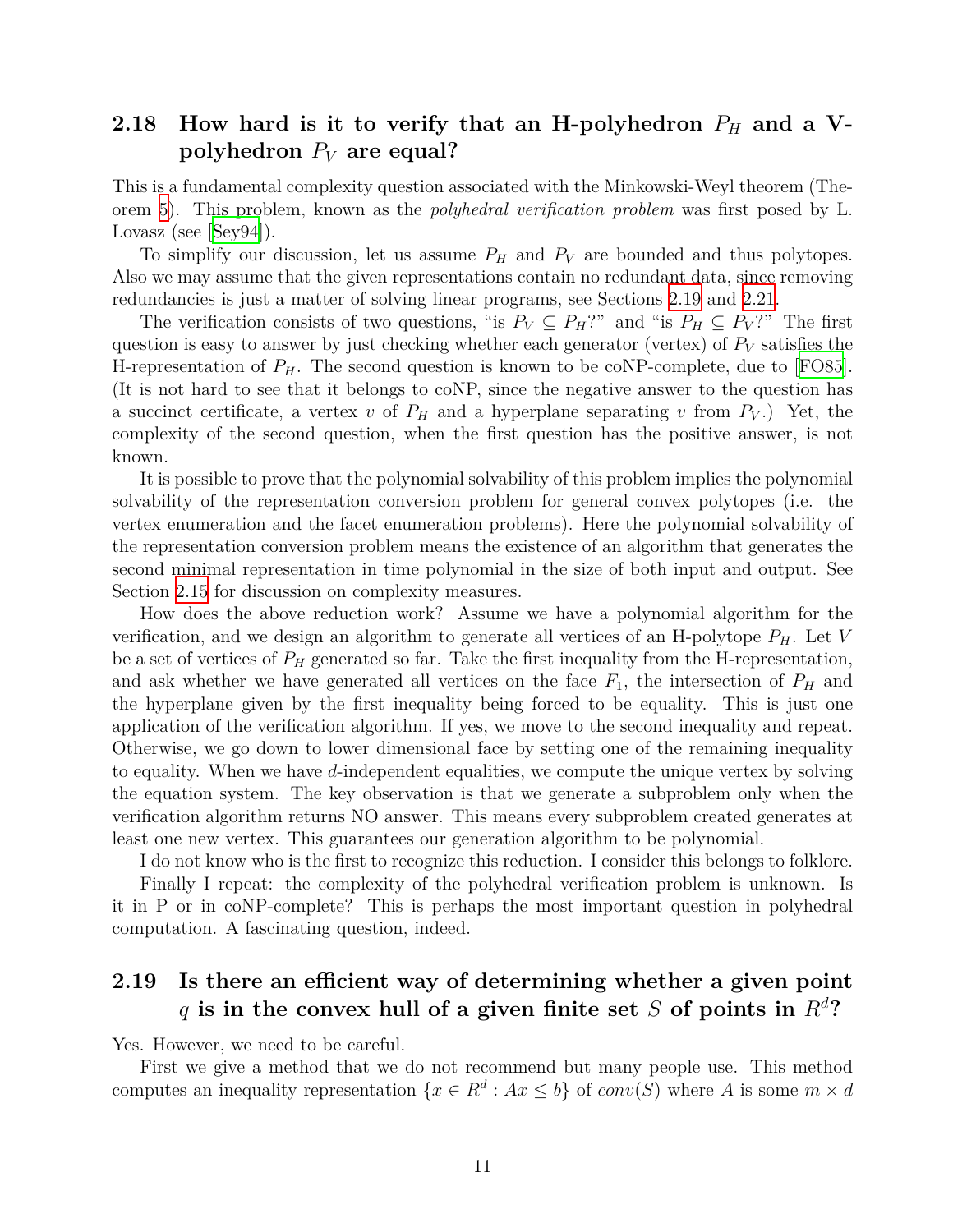## 2.18 How hard is it to verify that an H-polyhedron $P_H$ and a V-polyhedron $P_V$ are equal?

This is a fundamental complexity question associated with the Minkowski-Weyl theorem (Theorem 5). This problem, known as the *polyhedral verification problem* was first posed by L. Lovasz (see [Sey94]).

To simplify our discussion, let us assume $P_H$ and $P_V$ are bounded and thus polytopes. Also we may assume that the given representations contain no redundant data, since removing redundancies is just a matter of solving linear programs, see Sections 2.19 and 2.21.

The verification consists of two questions, "is $P_V \subseteq P_H$?" and "is $P_H \subseteq P_V$?" The first question is easy to answer by just checking whether each generator (vertex) of $P_V$ satisfies the H-representation of $P_H$. The second question is known to be coNP-complete, due to [FO85]. (It is not hard to see that it belongs to coNP, since the negative answer to the question has a succinct certificate, a vertex $v$ of $P_H$ and a hyperplane separating $v$ from $P_V$.) Yet, the complexity of the second question, when the first question has the positive answer, is not known.

It is possible to prove that the polynomial solvability of this problem implies the polynomial solvability of the representation conversion problem for general convex polytopes (i.e. the vertex enumeration and the facet enumeration problems). Here the polynomial solvability of the representation conversion problem means the existence of an algorithm that generates the second minimal representation in time polynomial in the size of both input and output. See Section 2.15 for discussion on complexity measures.

How does the above reduction work? Assume we have a polynomial algorithm for the verification, and we design an algorithm to generate all vertices of an H-polytope $P_H$. Let $V$ be a set of vertices of $P_H$ generated so far. Take the first inequality from the H-representation, and ask whether we have generated all vertices on the face $F_1$, the intersection of $P_H$ and the hyperplane given by the first inequality being forced to be equality. This is just one application of the verification algorithm. If yes, we move to the second inequality and repeat. Otherwise, we go down to lower dimensional face by setting one of the remaining inequality to equality. When we have $d$-independent equalities, we compute the unique vertex by solving the equation system. The key observation is that we generate a subproblem only when the verification algorithm returns NO answer. This means every subproblem created generates at least one new vertex. This guarantees our generation algorithm to be polynomial.

I do not know who is the first to recognize this reduction. I consider this belongs to folklore.

Finally I repeat: the complexity of the polyhedral verification problem is unknown. Is it in P or in coNP-complete? This is perhaps the most important question in polyhedral computation. A fascinating question, indeed.

## 2.19 Is there an efficient way of determining whether a given point $q$ is in the convex hull of a given finite set $S$ of points in $R^d$?

Yes. However, we need to be careful.

First we give a method that we do not recommend but many people use. This method computes an inequality representation $\{x \in R^d : Ax \leq b\}$ of $conv(S)$ where $A$ is some $m \times d$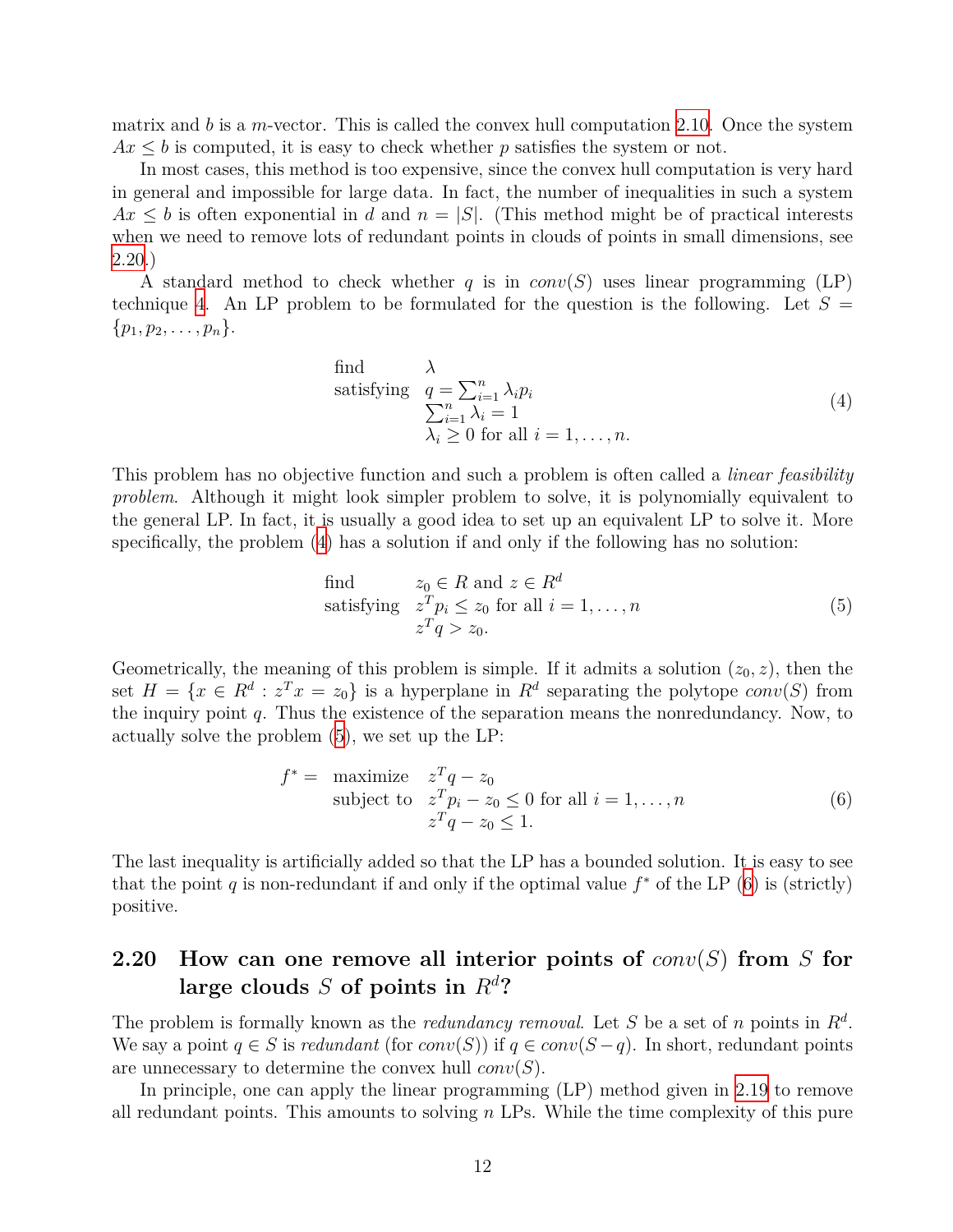matrix and $b$ is a $m$-vector. This is called the convex hull computation 2.10. Once the system $Ax \le b$ is computed, it is easy to check whether $p$ satisfies the system or not.

In most cases, this method is too expensive, since the convex hull computation is very hard in general and impossible for large data. In fact, the number of inequalities in such a system $Ax \le b$ is often exponential in $d$ and $n = |S|$. (This method might be of practical interests when we need to remove lots of redundant points in clouds of points in small dimensions, see 2.20.)

A standard method to check whether $q$ is in $conv(S)$ uses linear programming (LP) technique 4. An LP problem to be formulated for the question is the following. Let $S = \{p_1, p_2, \ldots, p_n\}$.

$$
\begin{array}{ll}
\text{find} & \lambda \\
\text{satisfying} & q = \sum_{i=1}^{n} \lambda_i p_i \\
& \sum_{i=1}^{n} \lambda_i = 1 \\
& \lambda_i \ge 0 \text{ for all } i = 1, \ldots, n.
\end{array}
\tag{4}
$$

This problem has no objective function and such a problem is often called a *linear feasibility problem*. Although it might look simpler problem to solve, it is polynomially equivalent to the general LP. In fact, it is usually a good idea to set up an equivalent LP to solve it. More specifically, the problem (4) has a solution if and only if the following has no solution:

$$
\begin{array}{ll}
\text{find} & z_0 \in R \text{ and } z \in R^d \\
\text{satisfying} & z^T p_i \le z_0 \text{ for all } i = 1, \ldots, n \\
& z^T q > z_0.
\end{array}
\tag{5}
$$

Geometrically, the meaning of this problem is simple. If it admits a solution $(z_0, z)$, then the set $H = \{x \in R^d : z^T x = z_0\}$ is a hyperplane in $R^d$ separating the polytope $conv(S)$ from the inquiry point $q$. Thus the existence of the separation means the nonredundancy. Now, to actually solve the problem (5), we set up the LP:

$$
\begin{array}{lll}
f^* = & \text{maximize} & z^T q - z_0 \\
& \text{subject to} & z^T p_i - z_0 \le 0 \text{ for all } i = 1, \ldots, n \\
& & z^T q - z_0 \le 1.
\end{array}
\tag{6}
$$

The last inequality is artificially added so that the LP has a bounded solution. It is easy to see that the point $q$ is non-redundant if and only if the optimal value $f^*$ of the LP (6) is (strictly) positive.

## 2.20 How can one remove all interior points of $conv(S)$ from $S$ for large clouds $S$ of points in $R^d$?

The problem is formally known as the *redundancy removal*. Let $S$ be a set of $n$ points in $R^d$. We say a point $q \in S$ is *redundant* (for $conv(S)$) if $q \in conv(S - q)$. In short, redundant points are unnecessary to determine the convex hull $conv(S)$.

In principle, one can apply the linear programming (LP) method given in 2.19 to remove all redundant points. This amounts to solving $n$ LPs. While the time complexity of this pure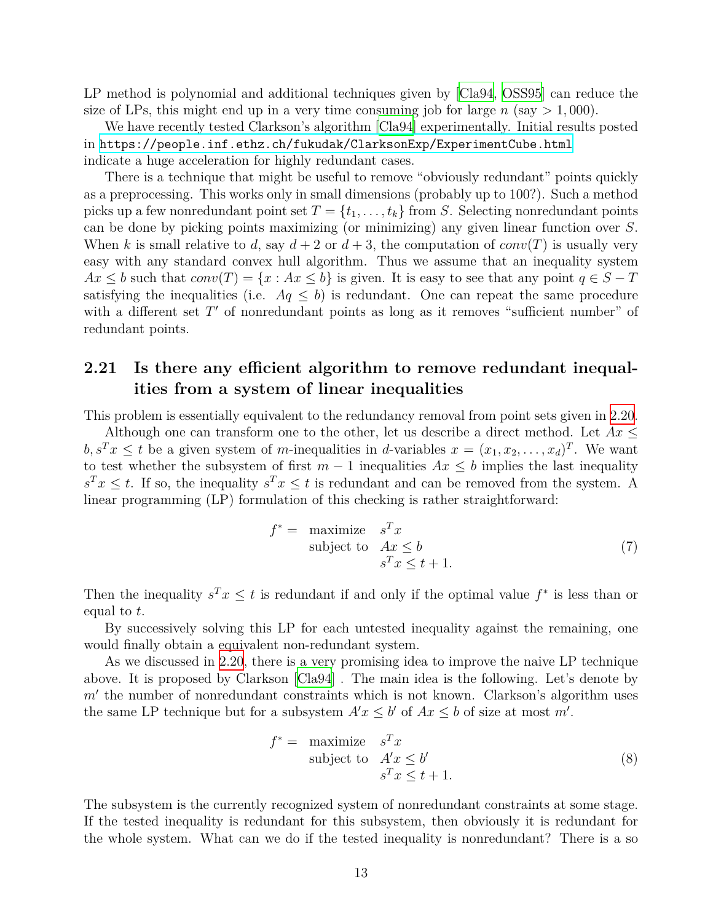LP method is polynomial and additional techniques given by [Cla94, OSS95] can reduce the size of LPs, this might end up in a very time consuming job for large $n$ (say $> 1,000$).

We have recently tested Clarkson's algorithm [Cla94] experimentally. Initial results posted in `https://people.inf.ethz.ch/fukudak/ClarksonExp/ExperimentCube.html` indicate a huge acceleration for highly redundant cases.

There is a technique that might be useful to remove "obviously redundant" points quickly as a preprocessing. This works only in small dimensions (probably up to 100?). Such a method picks up a few nonredundant point set $T = \{t_1, \ldots, t_k\}$ from $S$. Selecting nonredundant points can be done by picking points maximizing (or minimizing) any given linear function over $S$. When $k$ is small relative to $d$, say $d+2$ or $d+3$, the computation of $conv(T)$ is usually very easy with any standard convex hull algorithm. Thus we assume that an inequality system $Ax \leq b$ such that $conv(T) = \{x : Ax \leq b\}$ is given. It is easy to see that any point $q \in S - T$ satisfying the inequalities (i.e. $Aq \leq b$) is redundant. One can repeat the same procedure with a different set $T'$ of nonredundant points as long as it removes "sufficient number" of redundant points.

## 2.21 Is there any efficient algorithm to remove redundant inequalities from a system of linear inequalities

This problem is essentially equivalent to the redundancy removal from point sets given in 2.20.

Although one can transform one to the other, let us describe a direct method. Let $Ax \leq b, s^T x \leq t$ be a given system of $m$-inequalities in $d$-variables $x = (x_1, x_2, \ldots, x_d)^T$. We want to test whether the subsystem of first $m-1$ inequalities $Ax \leq b$ implies the last inequality $s^T x \leq t$. If so, the inequality $s^T x \leq t$ is redundant and can be removed from the system. A linear programming (LP) formulation of this checking is rather straightforward:

$$
\begin{aligned}
f^* = \quad & \text{maximize} \quad && s^T x \\
& \text{subject to} \quad && Ax \leq b \\
& && s^T x \leq t + 1.
\end{aligned}
\tag{7}
$$

Then the inequality $s^T x \leq t$ is redundant if and only if the optimal value $f^*$ is less than or equal to $t$.

By successively solving this LP for each untested inequality against the remaining, one would finally obtain a equivalent non-redundant system.

As we discussed in 2.20, there is a very promising idea to improve the naive LP technique above. It is proposed by Clarkson [Cla94] . The main idea is the following. Let's denote by $m'$ the number of nonredundant constraints which is not known. Clarkson's algorithm uses the same LP technique but for a subsystem $A'x \leq b'$ of $Ax \leq b$ of size at most $m'$.

$$
\begin{aligned}
f^* = \quad & \text{maximize} \quad && s^T x \\
& \text{subject to} \quad && A'x \leq b' \\
& && s^T x \leq t + 1.
\end{aligned}
\tag{8}
$$

The subsystem is the currently recognized system of nonredundant constraints at some stage. If the tested inequality is redundant for this subsystem, then obviously it is redundant for the whole system. What can we do if the tested inequality is nonredundant? There is a so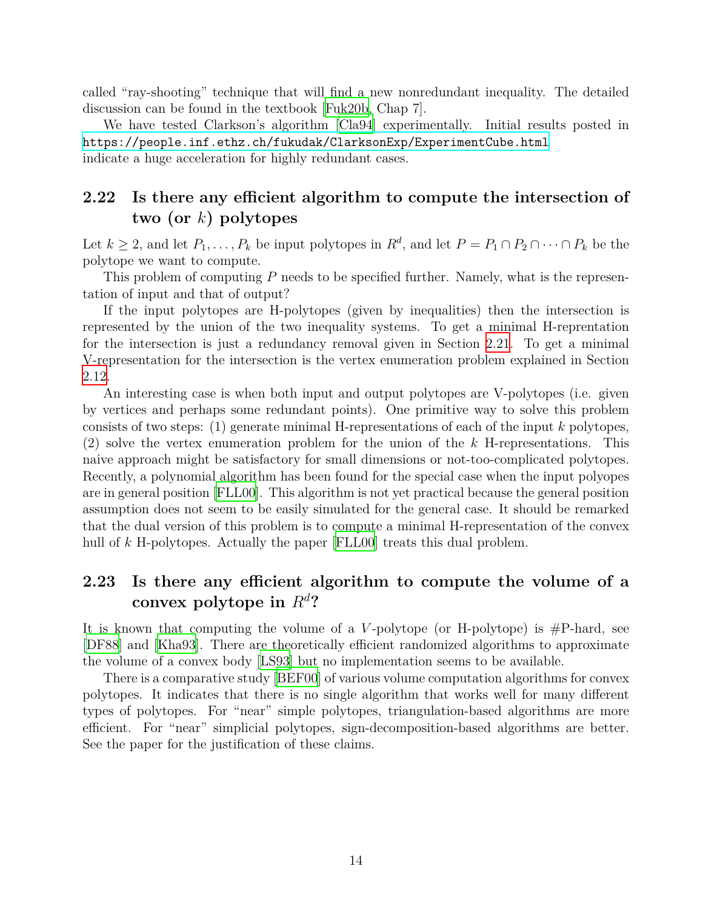called "ray-shooting" technique that will find a new nonredundant inequality. The detailed discussion can be found in the textbook [Fuk20b, Chap 7].

We have tested Clarkson's algorithm [Cla94] experimentally. Initial results posted in https://people.inf.ethz.ch/fukudak/ClarksonExp/ExperimentCube.html indicate a huge acceleration for highly redundant cases.

## 2.22 Is there any efficient algorithm to compute the intersection of two (or $k$) polytopes

Let $k \geq 2$, and let $P_1, \ldots, P_k$ be input polytopes in $R^d$, and let $P = P_1 \cap P_2 \cap \cdots \cap P_k$ be the polytope we want to compute.

This problem of computing $P$ needs to be specified further. Namely, what is the representation of input and that of output?

If the input polytopes are H-polytopes (given by inequalities) then the intersection is represented by the union of the two inequality systems. To get a minimal H-reprentation for the intersection is just a redundancy removal given in Section 2.21. To get a minimal V-representation for the intersection is the vertex enumeration problem explained in Section 2.12.

An interesting case is when both input and output polytopes are V-polytopes (i.e. given by vertices and perhaps some redundant points). One primitive way to solve this problem consists of two steps: (1) generate minimal H-representations of each of the input $k$ polytopes, (2) solve the vertex enumeration problem for the union of the $k$ H-representations. This naive approach might be satisfactory for small dimensions or not-too-complicated polytopes. Recently, a polynomial algorithm has been found for the special case when the input polyopes are in general position [FLL00]. This algorithm is not yet practical because the general position assumption does not seem to be easily simulated for the general case. It should be remarked that the dual version of this problem is to compute a minimal H-representation of the convex hull of $k$ H-polytopes. Actually the paper [FLL00] treats this dual problem.

## 2.23 Is there any efficient algorithm to compute the volume of a convex polytope in $R^d$?

It is known that computing the volume of a $V$-polytope (or H-polytope) is #P-hard, see [DF88] and [Kha93]. There are theoretically efficient randomized algorithms to approximate the volume of a convex body [LS93] but no implementation seems to be available.

There is a comparative study [BEF00] of various volume computation algorithms for convex polytopes. It indicates that there is no single algorithm that works well for many different types of polytopes. For "near" simple polytopes, triangulation-based algorithms are more efficient. For "near" simplicial polytopes, sign-decomposition-based algorithms are better. See the paper for the justification of these claims.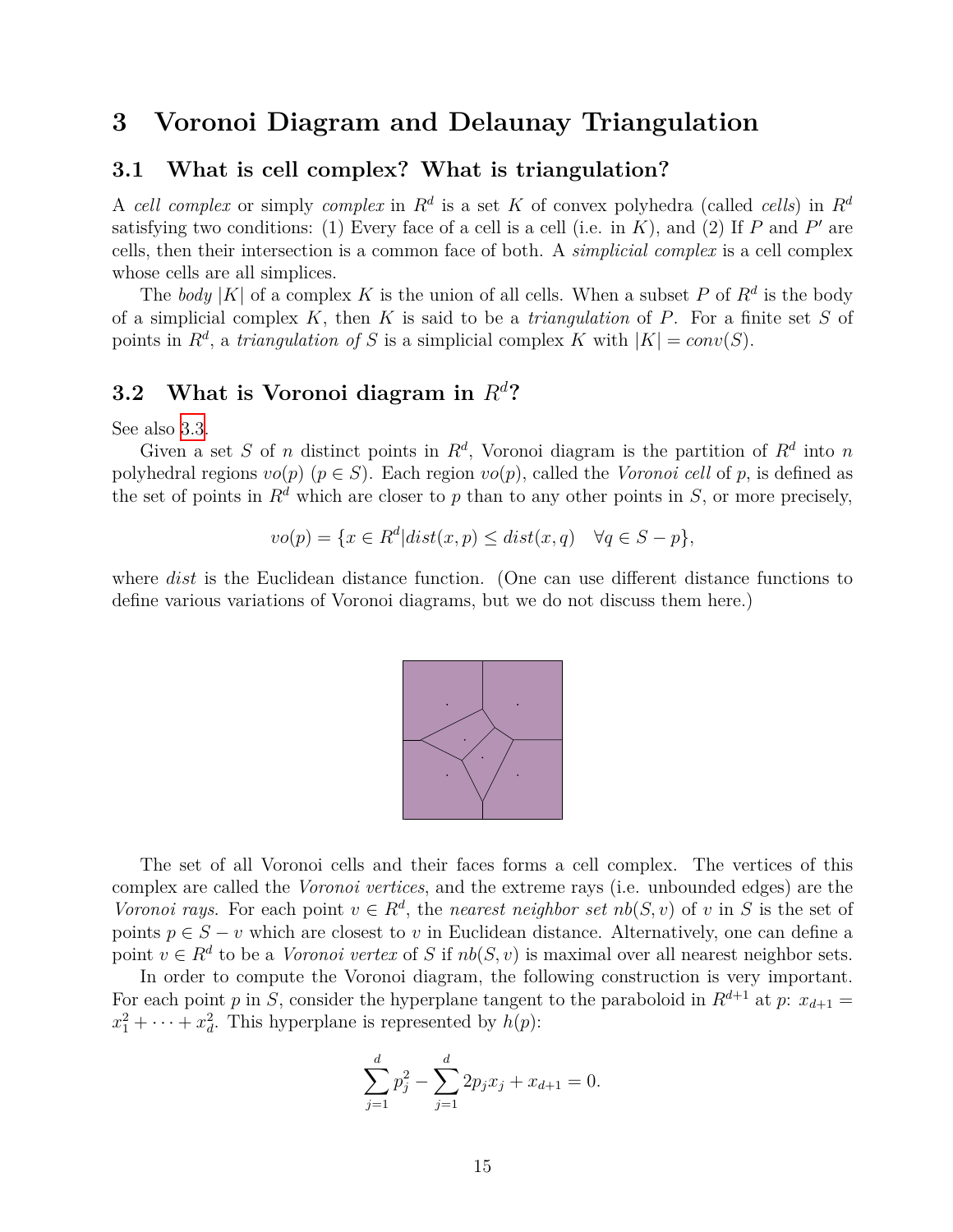# 3 Voronoi Diagram and Delaunay Triangulation

## 3.1 What is cell complex? What is triangulation?

A *cell complex* or simply *complex* in $R^d$ is a set $K$ of convex polyhedra (called *cells*) in $R^d$ satisfying two conditions: (1) Every face of a cell is a cell (i.e. in $K$), and (2) If $P$ and $P'$ are cells, then their intersection is a common face of both. A *simplicial complex* is a cell complex whose cells are all simplices.

The *body* $|K|$ of a complex $K$ is the union of all cells. When a subset $P$ of $R^d$ is the body of a simplicial complex $K$, then $K$ is said to be a *triangulation* of $P$. For a finite set $S$ of points in $R^d$, a *triangulation of* $S$ is a simplicial complex $K$ with $|K| = conv(S)$.

## 3.2 What is Voronoi diagram in $R^d$?

See also 3.3.

Given a set $S$ of $n$ distinct points in $R^d$, Voronoi diagram is the partition of $R^d$ into $n$ polyhedral regions $vo(p)$ ($p \in S$). Each region $vo(p)$, called the *Voronoi cell* of $p$, is defined as the set of points in $R^d$ which are closer to $p$ than to any other points in $S$, or more precisely,

$$vo(p) = \{x \in R^d | dist(x, p) \leq dist(x, q) \quad \forall q \in S - p\},$$

where *dist* is the Euclidean distance function. (One can use different distance functions to define various variations of Voronoi diagrams, but we do not discuss them here.)

The set of all Voronoi cells and their faces forms a cell complex. The vertices of this complex are called the *Voronoi vertices*, and the extreme rays (i.e. unbounded edges) are the *Voronoi rays*. For each point $v \in R^d$, the *nearest neighbor set* $nb(S, v)$ of $v$ in $S$ is the set of points $p \in S - v$ which are closest to $v$ in Euclidean distance. Alternatively, one can define a point $v \in R^d$ to be a *Voronoi vertex* of $S$ if $nb(S, v)$ is maximal over all nearest neighbor sets.

In order to compute the Voronoi diagram, the following construction is very important. For each point $p$ in $S$, consider the hyperplane tangent to the paraboloid in $R^{d+1}$ at $p$: $x_{d+1} = x_1^2 + \cdots + x_d^2$. This hyperplane is represented by $h(p)$:

$$\sum_{j=1}^{d} p_j^2 - \sum_{j=1}^{d} 2p_j x_j + x_{d+1} = 0.$$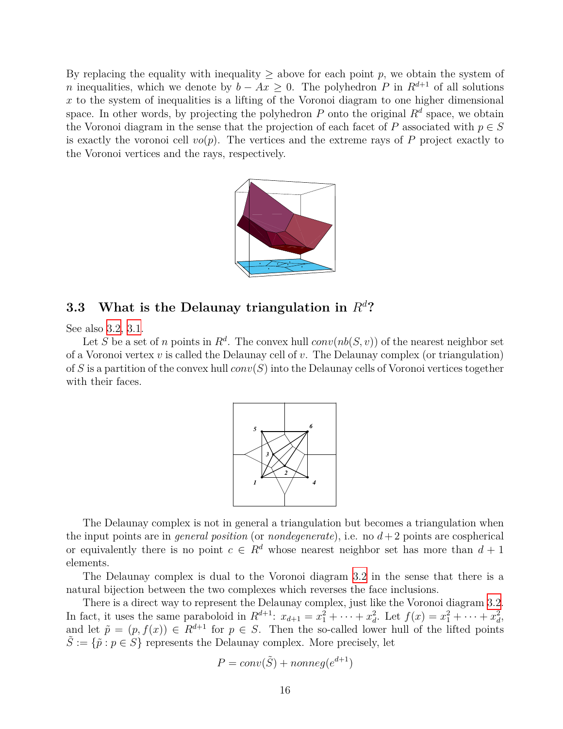By replacing the equality with inequality $\geq$ above for each point $p$, we obtain the system of $n$ inequalities, which we denote by $b - Ax \geq 0$. The polyhedron $P$ in $R^{d+1}$ of all solutions $x$ to the system of inequalities is a lifting of the Voronoi diagram to one higher dimensional space. In other words, by projecting the polyhedron $P$ onto the original $R^d$ space, we obtain the Voronoi diagram in the sense that the projection of each facet of $P$ associated with $p \in S$ is exactly the voronoi cell $vo(p)$. The vertices and the extreme rays of $P$ project exactly to the Voronoi vertices and the rays, respectively.

### 3.3 What is the Delaunay triangulation in $R^d$?

See also 3.2, 3.1.

Let $S$ be a set of $n$ points in $R^d$. The convex hull $conv(nb(S, v))$ of the nearest neighbor set of a Voronoi vertex $v$ is called the Delaunay cell of $v$. The Delaunay complex (or triangulation) of $S$ is a partition of the convex hull $conv(S)$ into the Delaunay cells of Voronoi vertices together with their faces.

The Delaunay complex is not in general a triangulation but becomes a triangulation when the input points are in *general position* (or *nondegenerate*), i.e. no $d+2$ points are cospherical or equivalently there is no point $c \in R^d$ whose nearest neighbor set has more than $d+1$ elements.

The Delaunay complex is dual to the Voronoi diagram 3.2 in the sense that there is a natural bijection between the two complexes which reverses the face inclusions.

There is a direct way to represent the Delaunay complex, just like the Voronoi diagram 3.2. In fact, it uses the same paraboloid in $R^{d+1}$: $x_{d+1} = x_1^2 + \cdots + x_d^2$. Let $f(x) = x_1^2 + \cdots + x_d^2$, and let $\tilde{p} = (p, f(x)) \in R^{d+1}$ for $p \in S$. Then the so-called lower hull of the lifted points $\tilde{S} := \{\tilde{p} : p \in S\}$ represents the Delaunay complex. More precisely, let

$$P = conv(\tilde{S}) + nonneg(e^{d+1})$$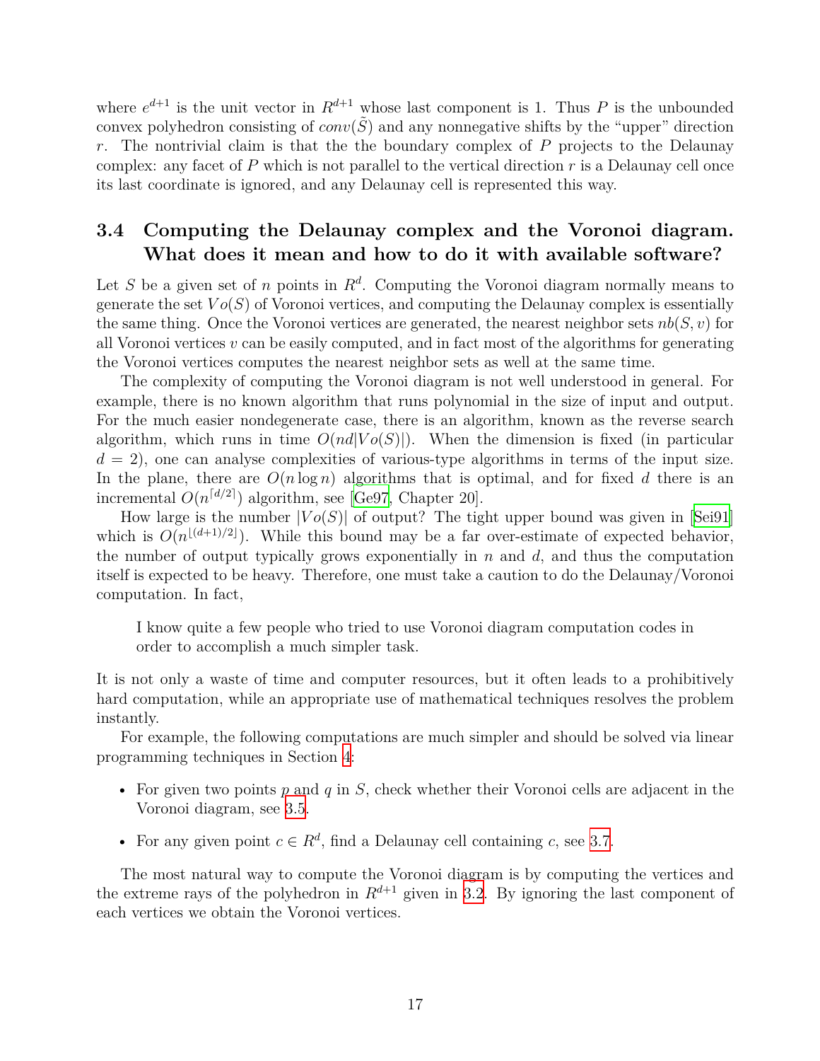where $e^{d+1}$ is the unit vector in $R^{d+1}$ whose last component is 1. Thus $P$ is the unbounded convex polyhedron consisting of $conv(\tilde{S})$ and any nonnegative shifts by the "upper" direction $r$. The nontrivial claim is that the the boundary complex of $P$ projects to the Delaunay complex: any facet of $P$ which is not parallel to the vertical direction $r$ is a Delaunay cell once its last coordinate is ignored, and any Delaunay cell is represented this way.

### 3.4 Computing the Delaunay complex and the Voronoi diagram. What does it mean and how to do it with available software?

Let $S$ be a given set of $n$ points in $R^d$. Computing the Voronoi diagram normally means to generate the set $Vo(S)$ of Voronoi vertices, and computing the Delaunay complex is essentially the same thing. Once the Voronoi vertices are generated, the nearest neighbor sets $nb(S, v)$ for all Voronoi vertices $v$ can be easily computed, and in fact most of the algorithms for generating the Voronoi vertices computes the nearest neighbor sets as well at the same time.

The complexity of computing the Voronoi diagram is not well understood in general. For example, there is no known algorithm that runs polynomial in the size of input and output. For the much easier nondegenerate case, there is an algorithm, known as the reverse search algorithm, which runs in time $O(nd|Vo(S)|)$. When the dimension is fixed (in particular $d = 2$), one can analyse complexities of various-type algorithms in terms of the input size. In the plane, there are $O(n \log n)$ algorithms that is optimal, and for fixed $d$ there is an incremental $O(n^{\lceil d/2 \rceil})$ algorithm, see [Ge97, Chapter 20].

How large is the number $|Vo(S)|$ of output? The tight upper bound was given in [Sei91] which is $O(n^{\lfloor (d+1)/2 \rfloor})$. While this bound may be a far over-estimate of expected behavior, the number of output typically grows exponentially in $n$ and $d$, and thus the computation itself is expected to be heavy. Therefore, one must take a caution to do the Delaunay/Voronoi computation. In fact,

> I know quite a few people who tried to use Voronoi diagram computation codes in order to accomplish a much simpler task.

It is not only a waste of time and computer resources, but it often leads to a prohibitively hard computation, while an appropriate use of mathematical techniques resolves the problem instantly.

For example, the following computations are much simpler and should be solved via linear programming techniques in Section 4:

- For given two points $p$ and $q$ in $S$, check whether their Voronoi cells are adjacent in the Voronoi diagram, see 3.5.
- For any given point $c \in R^d$, find a Delaunay cell containing $c$, see 3.7.

The most natural way to compute the Voronoi diagram is by computing the vertices and the extreme rays of the polyhedron in $R^{d+1}$ given in 3.2. By ignoring the last component of each vertices we obtain the Voronoi vertices.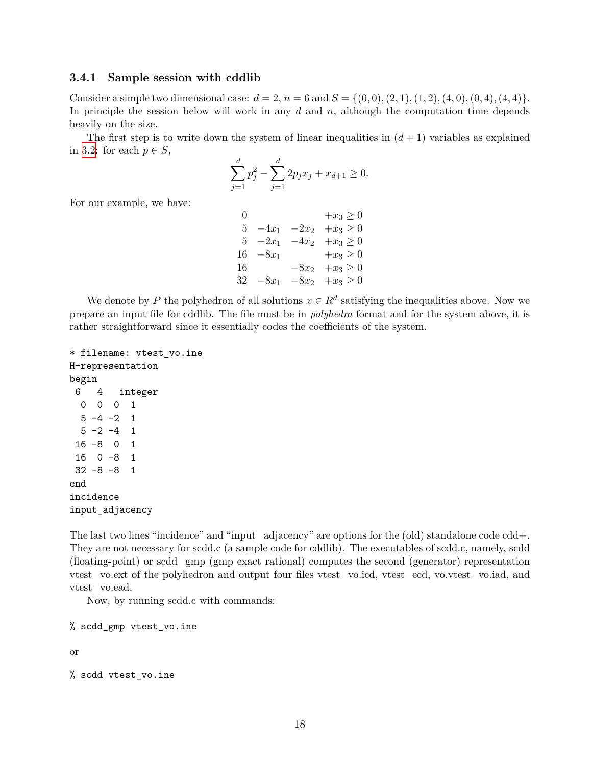### 3.4.1 Sample session with cddlib

Consider a simple two dimensional case: $d = 2$, $n = 6$ and $S = \{(0,0),(2,1),(1,2),(4,0),(0,4),(4,4)\}$. In principle the session below will work in any $d$ and $n$, although the computation time depends heavily on the size.

The first step is to write down the system of linear inequalities in $(d+1)$ variables as explained in 3.2: for each $p \in S$,

$$\sum_{j=1}^{d} p_j^2 - \sum_{j=1}^{d} 2p_j x_j + x_{d+1} \geq 0.$$

For our example, we have:

$$\begin{array}{rrrr}
0 & & & +x_3 \geq 0 \\
5 & -4x_1 & -2x_2 & +x_3 \geq 0 \\
5 & -2x_1 & -4x_2 & +x_3 \geq 0 \\
16 & -8x_1 & & +x_3 \geq 0 \\
16 & & -8x_2 & +x_3 \geq 0 \\
32 & -8x_1 & -8x_2 & +x_3 \geq 0
\end{array}$$

We denote by $P$ the polyhedron of all solutions $x \in R^d$ satisfying the inequalities above. Now we prepare an input file for cddlib. The file must be in *polyhedra* format and for the system above, it is rather straightforward since it essentially codes the coefficients of the system.

```
* filename: vtest_vo.ine
H-representation
begin
 6   4   integer
  0  0  0  1
  5 -4 -2  1
  5 -2 -4  1
 16 -8  0  1
 16  0 -8  1
 32 -8 -8  1
end
incidence
input_adjacency
```

The last two lines "incidence" and "input_adjacency" are options for the (old) standalone code cdd+. They are not necessary for scdd.c (a sample code for cddlib). The executables of scdd.c, namely, scdd (floating-point) or scdd_gmp (gmp exact rational) computes the second (generator) representation vtest_vo.ext of the polyhedron and output four files vtest_vo.icd, vtest_ecd, vo.vtest_vo.iad, and vtest_vo.ead.

Now, by running scdd.c with commands:

```
% scdd_gmp vtest_vo.ine
```

or

```
% scdd vtest_vo.ine
```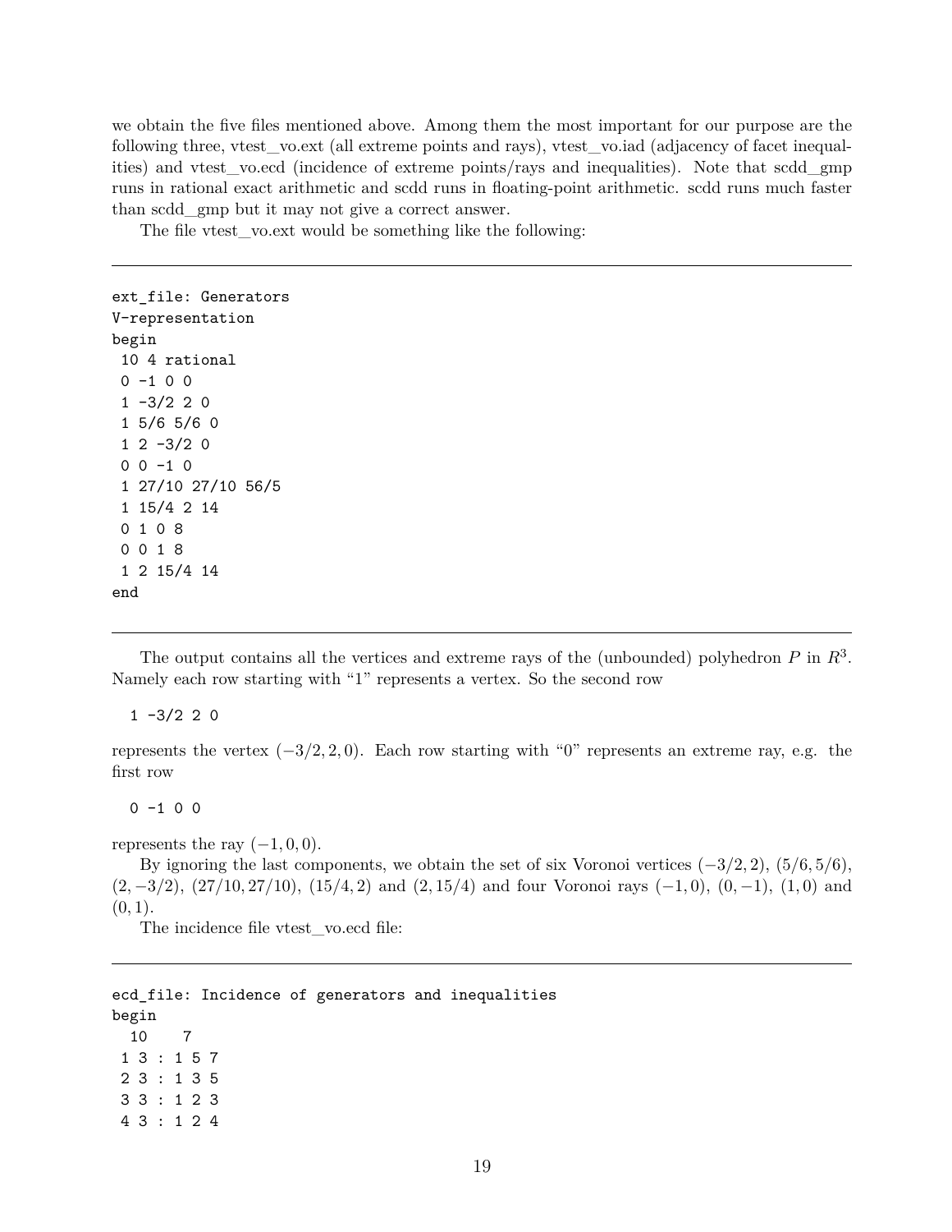we obtain the five files mentioned above. Among them the most important for our purpose are the following three, vtest_vo.ext (all extreme points and rays), vtest_vo.iad (adjacency of facet inequalities) and vtest_vo.ecd (incidence of extreme points/rays and inequalities). Note that scdd_gmp runs in rational exact arithmetic and scdd runs in floating-point arithmetic. scdd runs much faster than scdd_gmp but it may not give a correct answer.

The file vtest_vo.ext would be something like the following:

---

```
ext_file: Generators
V-representation
begin
 10 4 rational
 0 -1 0 0
 1 -3/2 2 0
 1 5/6 5/6 0
 1 2 -3/2 0
 0 0 -1 0
 1 27/10 27/10 56/5
 1 15/4 2 14
 0 1 0 8
 0 0 1 8
 1 2 15/4 14
end
```

---

The output contains all the vertices and extreme rays of the (unbounded) polyhedron $P$ in $R^3$. Namely each row starting with "1" represents a vertex. So the second row

```
1 -3/2 2 0
```

represents the vertex $(-3/2, 2, 0)$. Each row starting with "0" represents an extreme ray, e.g. the first row

```
0 -1 0 0
```

represents the ray $(-1, 0, 0)$.

By ignoring the last components, we obtain the set of six Voronoi vertices $(-3/2, 2)$, $(5/6, 5/6)$, $(2, -3/2)$, $(27/10, 27/10)$, $(15/4, 2)$ and $(2, 15/4)$ and four Voronoi rays $(-1, 0)$, $(0, -1)$, $(1, 0)$ and $(0, 1)$.

The incidence file vtest_vo.ecd file:

---

```
ecd_file: Incidence of generators and inequalities
begin
  10    7
 1 3 : 1 5 7
 2 3 : 1 3 5
 3 3 : 1 2 3
 4 3 : 1 2 4
```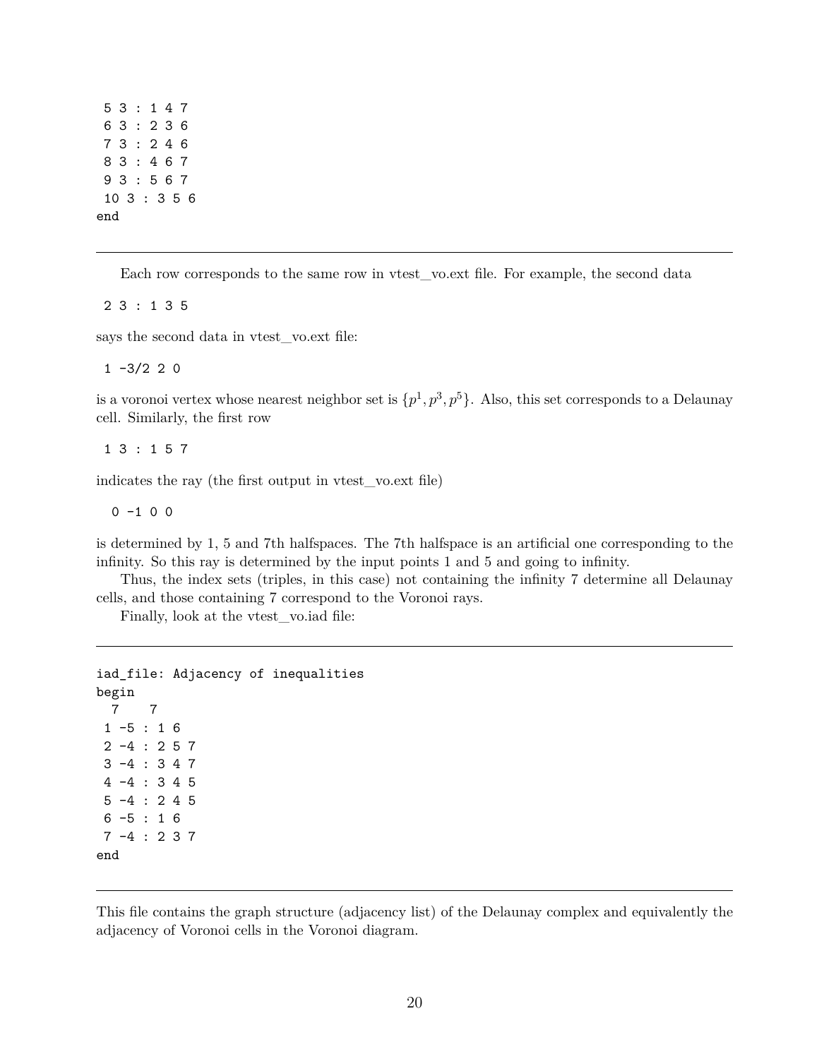```
 5 3 : 1 4 7
 6 3 : 2 3 6
 7 3 : 2 4 6
 8 3 : 4 6 7
 9 3 : 5 6 7
 10 3 : 3 5 6
end
```

---

Each row corresponds to the same row in vtest_vo.ext file. For example, the second data

```
 2 3 : 1 3 5
```

says the second data in vtest_vo.ext file:

```
 1 -3/2 2 0
```

is a voronoi vertex whose nearest neighbor set is $\{p^1, p^3, p^5\}$. Also, this set corresponds to a Delaunay cell. Similarly, the first row

```
 1 3 : 1 5 7
```

indicates the ray (the first output in vtest_vo.ext file)

```
  0 -1 0 0
```

is determined by 1, 5 and 7th halfspaces. The 7th halfspace is an artificial one corresponding to the infinity. So this ray is determined by the input points 1 and 5 and going to infinity.

Thus, the index sets (triples, in this case) not containing the infinity 7 determine all Delaunay cells, and those containing 7 correspond to the Voronoi rays.

Finally, look at the vtest_vo.iad file:

---

```
iad_file: Adjacency of inequalities
begin
  7    7
 1 -5 : 1 6
 2 -4 : 2 5 7
 3 -4 : 3 4 7
 4 -4 : 3 4 5
 5 -4 : 2 4 5
 6 -5 : 1 6
 7 -4 : 2 3 7
end
```

---

This file contains the graph structure (adjacency list) of the Delaunay complex and equivalently the adjacency of Voronoi cells in the Voronoi diagram.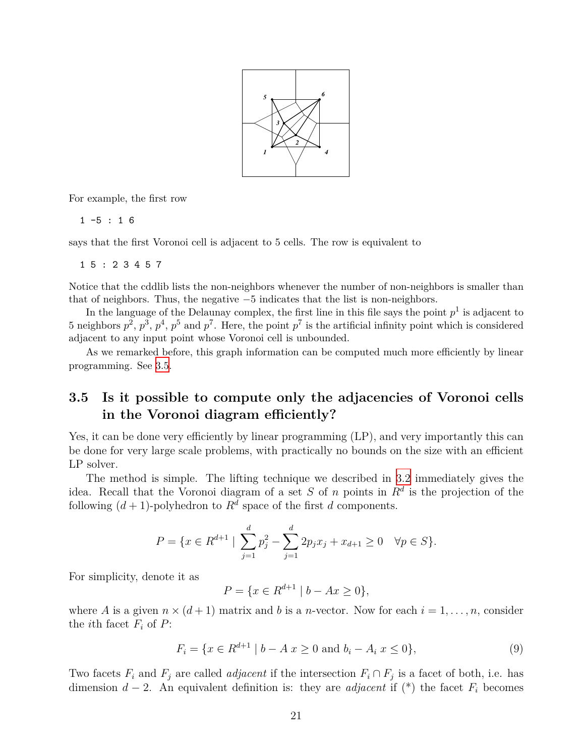For example, the first row

```
1 -5 : 1 6
```

says that the first Voronoi cell is adjacent to 5 cells. The row is equivalent to

```
1 5 : 2 3 4 5 7
```

Notice that the cddlib lists the non-neighbors whenever the number of non-neighbors is smaller than that of neighbors. Thus, the negative $-5$ indicates that the list is non-neighbors.

In the language of the Delaunay complex, the first line in this file says the point $p^1$ is adjacent to 5 neighbors $p^2$, $p^3$, $p^4$, $p^5$ and $p^7$. Here, the point $p^7$ is the artificial infinity point which is considered adjacent to any input point whose Voronoi cell is unbounded.

As we remarked before, this graph information can be computed much more efficiently by linear programming. See 3.5.

## 3.5 Is it possible to compute only the adjacencies of Voronoi cells in the Voronoi diagram efficiently?

Yes, it can be done very efficiently by linear programming (LP), and very importantly this can be done for very large scale problems, with practically no bounds on the size with an efficient LP solver.

The method is simple. The lifting technique we described in 3.2 immediately gives the idea. Recall that the Voronoi diagram of a set $S$ of $n$ points in $R^d$ is the projection of the following $(d+1)$-polyhedron to $R^d$ space of the first $d$ components.

$$P = \{x \in R^{d+1} \mid \sum_{j=1}^{d} p_j^2 - \sum_{j=1}^{d} 2p_j x_j + x_{d+1} \geq 0 \quad \forall p \in S\}.$$

For simplicity, denote it as

$$P = \{x \in R^{d+1} \mid b - Ax \geq 0\},$$

where $A$ is a given $n \times (d+1)$ matrix and $b$ is a $n$-vector. Now for each $i = 1, \ldots, n$, consider the $i$th facet $F_i$ of $P$:

$$F_i = \{x \in R^{d+1} \mid b - A\,x \geq 0 \text{ and } b_i - A_i\,x \leq 0\}, \tag{9}$$

Two facets $F_i$ and $F_j$ are called *adjacent* if the intersection $F_i \cap F_j$ is a facet of both, i.e. has dimension $d-2$. An equivalent definition is: they are *adjacent* if (*) the facet $F_i$ becomes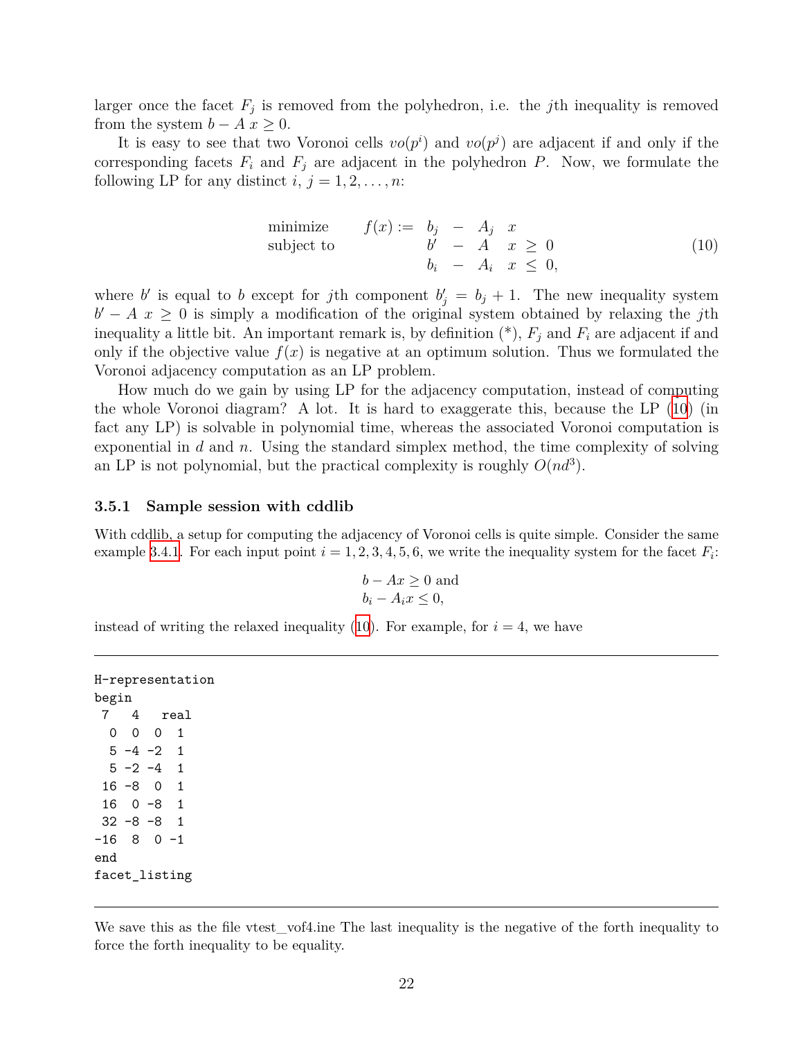larger once the facet $F_j$ is removed from the polyhedron, i.e. the $j$th inequality is removed from the system $b - A\,x \geq 0$.

It is easy to see that two Voronoi cells $vo(p^i)$ and $vo(p^j)$ are adjacent if and only if the corresponding facets $F_i$ and $F_j$ are adjacent in the polyhedron $P$. Now, we formulate the following LP for any distinct $i,\ j = 1, 2, \ldots, n$:

$$
\begin{array}{llrcrcl}
\text{minimize} & f(x) := & b_j & - & A_j & x & \\
\text{subject to} & & b' & - & A & x & \geq\ 0 \\
 & & b_i & - & A_i & x & \leq\ 0,
\end{array}
\tag{10}
$$

where $b'$ is equal to $b$ except for $j$th component $b'_j = b_j + 1$. The new inequality system $b' - A\ x \geq 0$ is simply a modification of the original system obtained by relaxing the $j$th inequality a little bit. An important remark is, by definition (*), $F_j$ and $F_i$ are adjacent if and only if the objective value $f(x)$ is negative at an optimum solution. Thus we formulated the Voronoi adjacency computation as an LP problem.

How much do we gain by using LP for the adjacency computation, instead of computing the whole Voronoi diagram? A lot. It is hard to exaggerate this, because the LP (10) (in fact any LP) is solvable in polynomial time, whereas the associated Voronoi computation is exponential in $d$ and $n$. Using the standard simplex method, the time complexity of solving an LP is not polynomial, but the practical complexity is roughly $O(nd^3)$.

### 3.5.1 Sample session with cddlib

With cddlib, a setup for computing the adjacency of Voronoi cells is quite simple. Consider the same example 3.4.1. For each input point $i = 1, 2, 3, 4, 5, 6$, we write the inequality system for the facet $F_i$:

$$
\begin{array}{l}
b - Ax \geq 0 \text{ and} \\
b_i - A_i x \leq 0,
\end{array}
$$

instead of writing the relaxed inequality (10). For example, for $i = 4$, we have

```
H-representation
begin
 7   4   real
  0  0  0  1
  5 -4 -2  1
  5 -2 -4  1
 16 -8  0  1
 16  0 -8  1
 32 -8 -8  1
-16  8  0 -1
end
facet_listing
```

We save this as the file vtest_vof4.ine The last inequality is the negative of the forth inequality to force the forth inequality to be equality.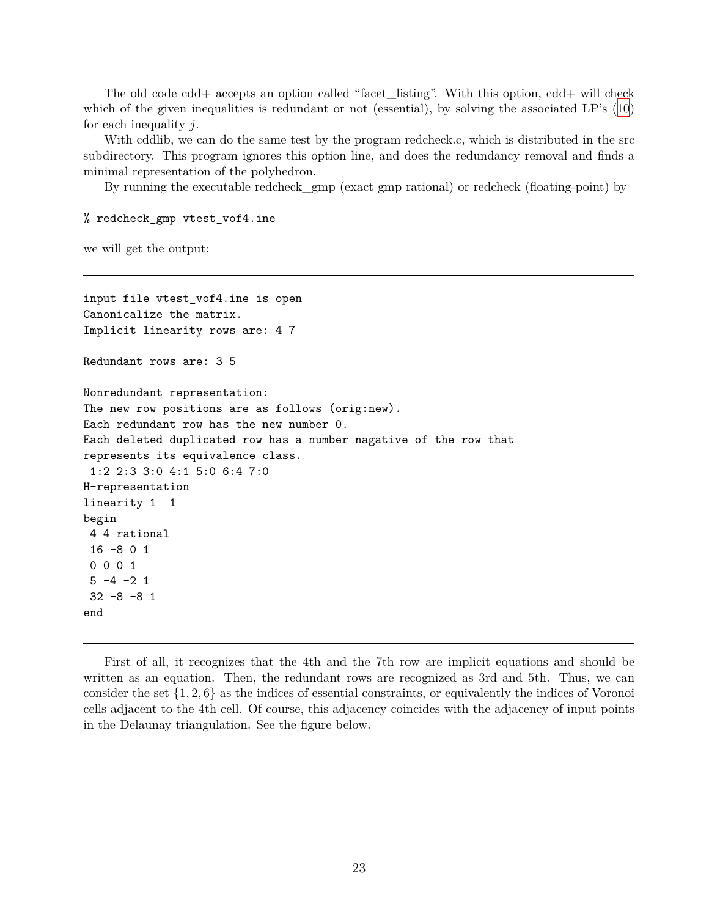The old code cdd+ accepts an option called "facet_listing". With this option, cdd+ will check which of the given inequalities is redundant or not (essential), by solving the associated LP's (10) for each inequality $j$.

With cddlib, we can do the same test by the program redcheck.c, which is distributed in the src subdirectory. This program ignores this option line, and does the redundancy removal and finds a minimal representation of the polyhedron.

By running the executable redcheck_gmp (exact gmp rational) or redcheck (floating-point) by

```
% redcheck_gmp vtest_vof4.ine
```

we will get the output:

---

```
input file vtest_vof4.ine is open
Canonicalize the matrix.
Implicit linearity rows are: 4 7

Redundant rows are: 3 5

Nonredundant representation:
The new row positions are as follows (orig:new).
Each redundant row has the new number 0.
Each deleted duplicated row has a number nagative of the row that
represents its equivalence class.
 1:2 2:3 3:0 4:1 5:0 6:4 7:0
H-representation
linearity 1  1
begin
 4 4 rational
 16 -8 0 1
 0 0 0 1
 5 -4 -2 1
 32 -8 -8 1
end
```

---

First of all, it recognizes that the 4th and the 7th row are implicit equations and should be written as an equation. Then, the redundant rows are recognized as 3rd and 5th. Thus, we can consider the set $\{1, 2, 6\}$ as the indices of essential constraints, or equivalently the indices of Voronoi cells adjacent to the 4th cell. Of course, this adjacency coincides with the adjacency of input points in the Delaunay triangulation. See the figure below.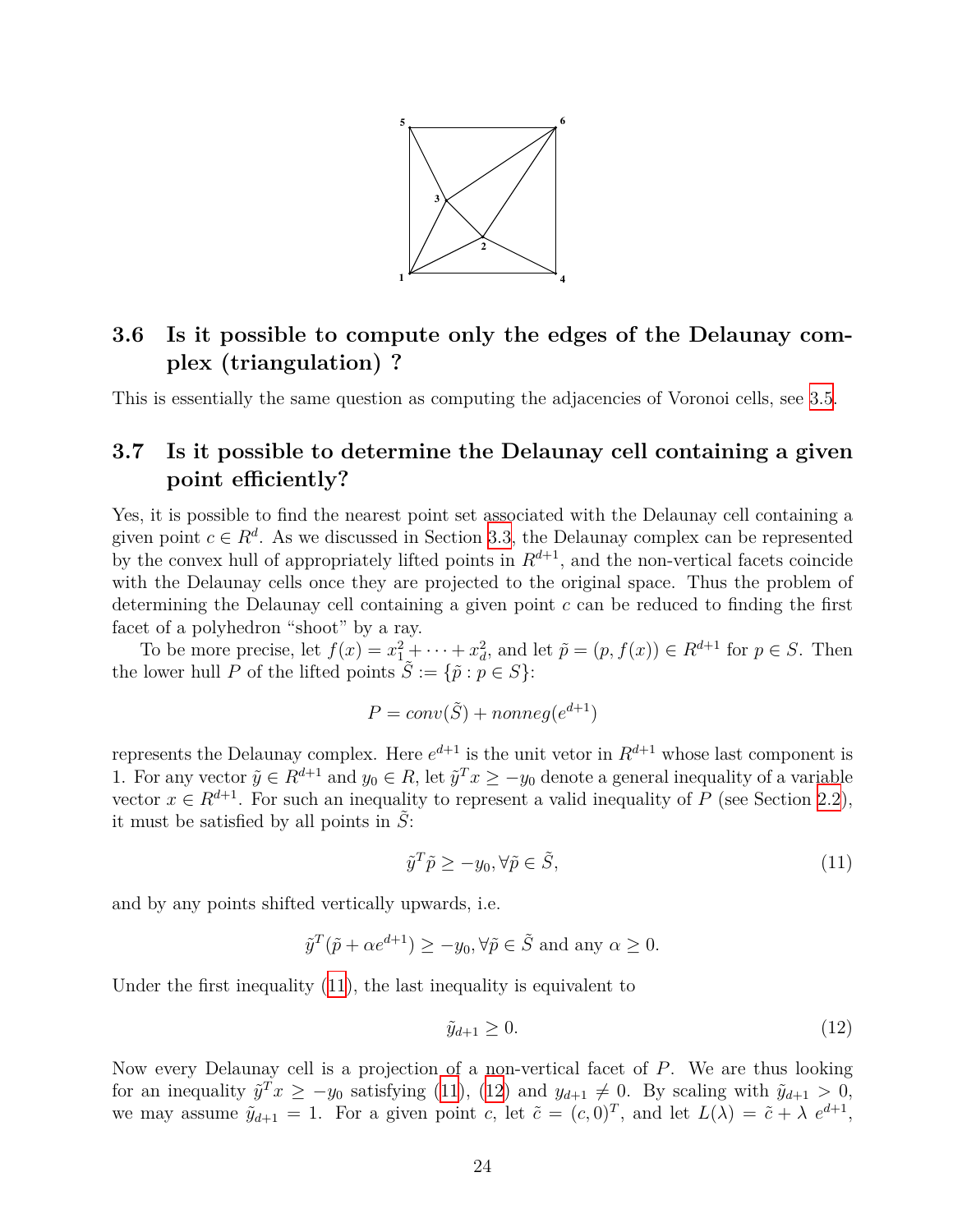## 3.6 Is it possible to compute only the edges of the Delaunay complex (triangulation) ?

This is essentially the same question as computing the adjacencies of Voronoi cells, see 3.5.

## 3.7 Is it possible to determine the Delaunay cell containing a given point efficiently?

Yes, it is possible to find the nearest point set associated with the Delaunay cell containing a given point $c \in R^d$. As we discussed in Section 3.3, the Delaunay complex can be represented by the convex hull of appropriately lifted points in $R^{d+1}$, and the non-vertical facets coincide with the Delaunay cells once they are projected to the original space. Thus the problem of determining the Delaunay cell containing a given point $c$ can be reduced to finding the first facet of a polyhedron "shoot" by a ray.

To be more precise, let $f(x) = x_1^2 + \cdots + x_d^2$, and let $\tilde{p} = (p, f(x)) \in R^{d+1}$ for $p \in S$. Then the lower hull $P$ of the lifted points $\tilde{S} := \{\tilde{p} : p \in S\}$:

$$P = conv(\tilde{S}) + nonneg(e^{d+1})$$

represents the Delaunay complex. Here $e^{d+1}$ is the unit vetor in $R^{d+1}$ whose last component is 1. For any vector $\tilde{y} \in R^{d+1}$ and $y_0 \in R$, let $\tilde{y}^T x \geq -y_0$ denote a general inequality of a variable vector $x \in R^{d+1}$. For such an inequality to represent a valid inequality of $P$ (see Section 2.2), it must be satisfied by all points in $\tilde{S}$:

$$\tilde{y}^T \tilde{p} \geq -y_0, \forall \tilde{p} \in \tilde{S}, \tag{11}$$

and by any points shifted vertically upwards, i.e.

$$\tilde{y}^T(\tilde{p} + \alpha e^{d+1}) \geq -y_0, \forall \tilde{p} \in \tilde{S} \text{ and any } \alpha \geq 0.$$

Under the first inequality (11), the last inequality is equivalent to

$$\tilde{y}_{d+1} \geq 0. \tag{12}$$

Now every Delaunay cell is a projection of a non-vertical facet of $P$. We are thus looking for an inequality $\tilde{y}^T x \geq -y_0$ satisfying (11), (12) and $y_{d+1} \neq 0$. By scaling with $\tilde{y}_{d+1} > 0$, we may assume $\tilde{y}_{d+1} = 1$. For a given point $c$, let $\tilde{c} = (c, 0)^T$, and let $L(\lambda) = \tilde{c} + \lambda \, e^{d+1}$,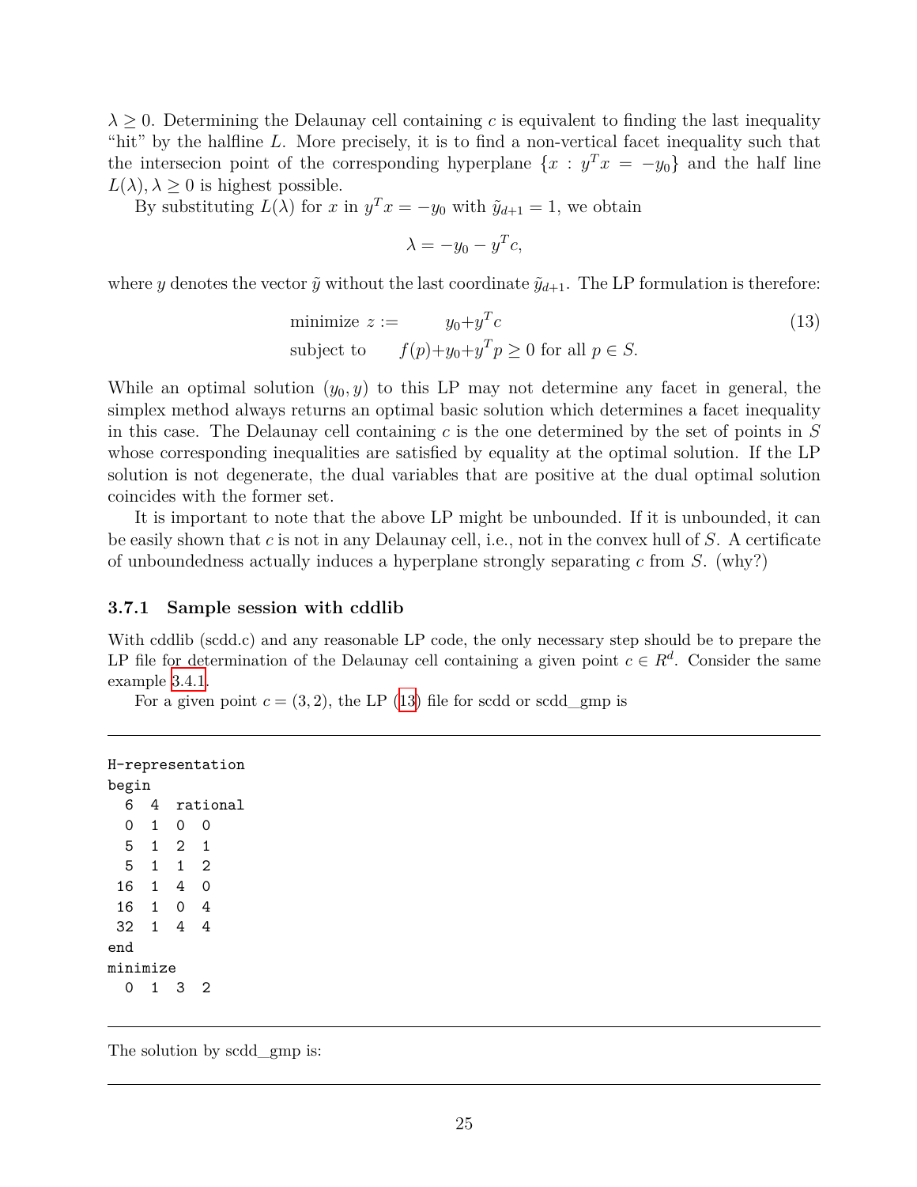$\lambda \geq 0$. Determining the Delaunay cell containing $c$ is equivalent to finding the last inequality "hit" by the halfline $L$. More precisely, it is to find a non-vertical facet inequality such that the intersecion point of the corresponding hyperplane $\{x : y^T x = -y_0\}$ and the half line $L(\lambda), \lambda \geq 0$ is highest possible.

By substituting $L(\lambda)$ for $x$ in $y^T x = -y_0$ with $\tilde{y}_{d+1} = 1$, we obtain

$$\lambda = -y_0 - y^T c,$$

where $y$ denotes the vector $\tilde{y}$ without the last coordinate $\tilde{y}_{d+1}$. The LP formulation is therefore:

$$\begin{aligned} \text{minimize } z := \quad & y_0 + y^T c \\ \text{subject to} \quad & f(p) + y_0 + y^T p \geq 0 \text{ for all } p \in S. \end{aligned} \tag{13}$$

While an optimal solution $(y_0, y)$ to this LP may not determine any facet in general, the simplex method always returns an optimal basic solution which determines a facet inequality in this case. The Delaunay cell containing $c$ is the one determined by the set of points in $S$ whose corresponding inequalities are satisfied by equality at the optimal solution. If the LP solution is not degenerate, the dual variables that are positive at the dual optimal solution coincides with the former set.

It is important to note that the above LP might be unbounded. If it is unbounded, it can be easily shown that $c$ is not in any Delaunay cell, i.e., not in the convex hull of $S$. A certificate of unboundedness actually induces a hyperplane strongly separating $c$ from $S$. (why?)

### 3.7.1 Sample session with cddlib

With cddlib (scdd.c) and any reasonable LP code, the only necessary step should be to prepare the LP file for determination of the Delaunay cell containing a given point $c \in R^d$. Consider the same example 3.4.1.

For a given point $c = (3, 2)$, the LP (13) file for scdd or scdd_gmp is

```
H-representation
begin
  6  4  rational
  0  1  0  0
  5  1  2  1
  5  1  1  2
 16  1  4  0
 16  1  0  4
 32  1  4  4
end
minimize
  0  1  3  2
```

The solution by scdd_gmp is: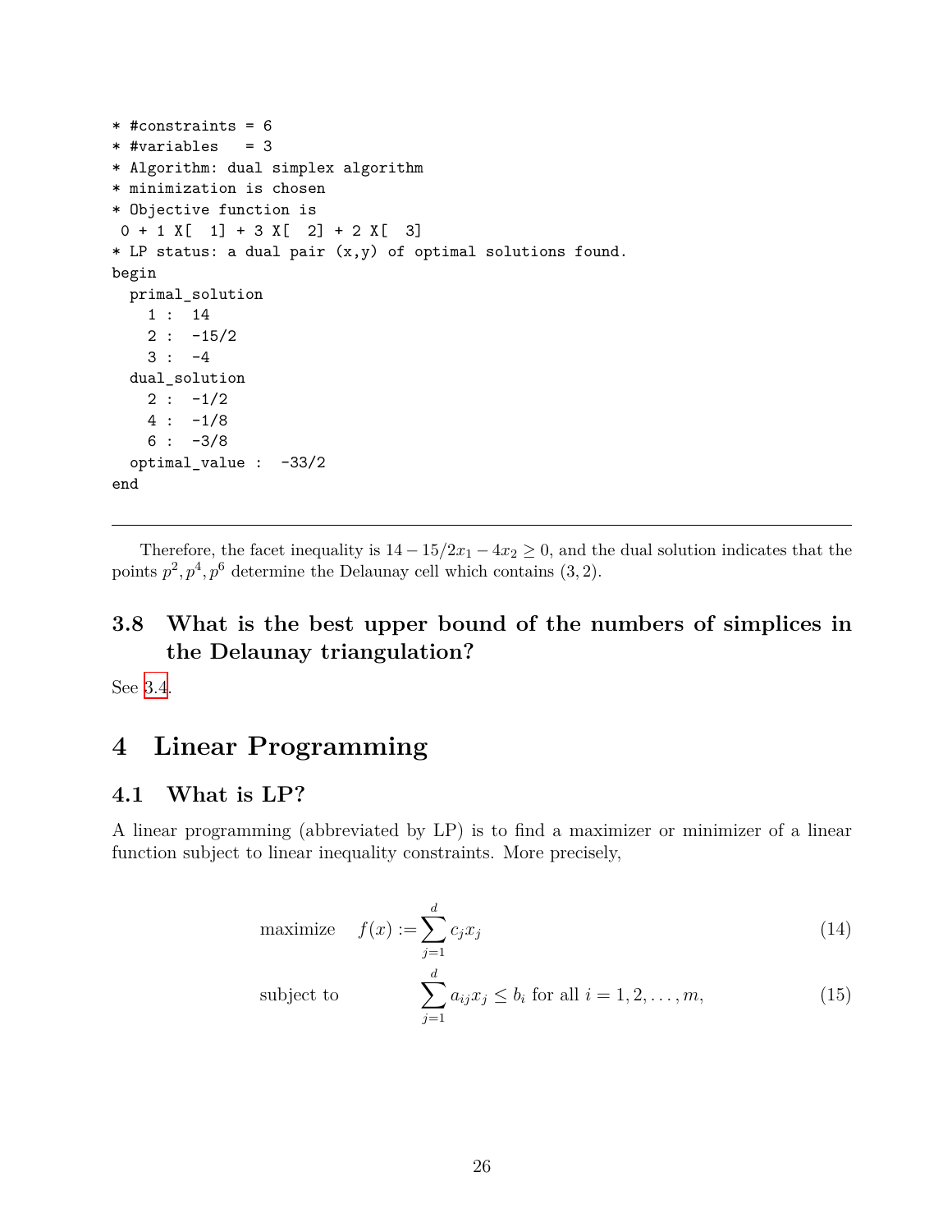```
* #constraints = 6
* #variables   = 3
* Algorithm: dual simplex algorithm
* minimization is chosen
* Objective function is
 0 + 1 X[  1] + 3 X[  2] + 2 X[  3]
* LP status: a dual pair (x,y) of optimal solutions found.
begin
  primal_solution
    1 :  14
    2 :  -15/2
    3 :  -4
  dual_solution
    2 :  -1/2
    4 :  -1/8
    6 :  -3/8
  optimal_value :  -33/2
end
```

---

Therefore, the facet inequality is $14 - 15/2x_1 - 4x_2 \geq 0$, and the dual solution indicates that the points $p^2, p^4, p^6$ determine the Delaunay cell which contains $(3, 2)$.

### 3.8 What is the best upper bound of the numbers of simplices in the Delaunay triangulation?

See 3.4.

## 4 Linear Programming

### 4.1 What is LP?

A linear programming (abbreviated by LP) is to find a maximizer or minimizer of a linear function subject to linear inequality constraints. More precisely,

$$\text{maximize} \quad f(x) := \sum_{j=1}^{d} c_j x_j \tag{14}$$

$$\text{subject to} \quad \sum_{j=1}^{d} a_{ij} x_j \leq b_i \text{ for all } i = 1, 2, \ldots, m, \tag{15}$$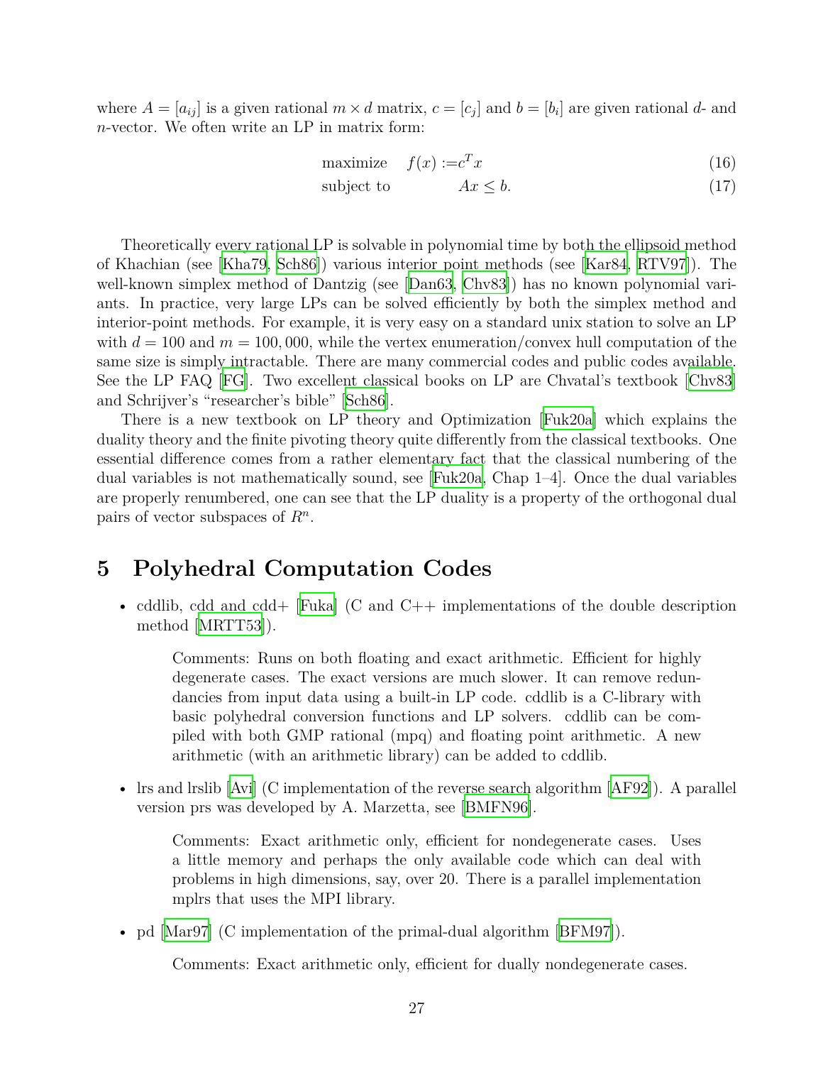where $A = [a_{ij}]$ is a given rational $m \times d$ matrix, $c = [c_j]$ and $b = [b_i]$ are given rational $d$- and $n$-vector. We often write an LP in matrix form:

$$
\begin{aligned}
\text{maximize} \quad & f(x) := c^T x & (16)\\
\text{subject to} \quad & Ax \leq b. & (17)
\end{aligned}
$$

Theoretically every rational LP is solvable in polynomial time by both the ellipsoid method of Khachian (see [Kha79, Sch86]) various interior point methods (see [Kar84, RTV97]). The well-known simplex method of Dantzig (see [Dan63, Chv83]) has no known polynomial variants. In practice, very large LPs can be solved efficiently by both the simplex method and interior-point methods. For example, it is very easy on a standard unix station to solve an LP with $d = 100$ and $m = 100,000$, while the vertex enumeration/convex hull computation of the same size is simply intractable. There are many commercial codes and public codes available. See the LP FAQ [FG]. Two excellent classical books on LP are Chvatal's textbook [Chv83] and Schrijver's "researcher's bible" [Sch86].

There is a new textbook on LP theory and Optimization [Fuk20a] which explains the duality theory and the finite pivoting theory quite differently from the classical textbooks. One essential difference comes from a rather elementary fact that the classical numbering of the dual variables is not mathematically sound, see [Fuk20a, Chap 1–4]. Once the dual variables are properly renumbered, one can see that the LP duality is a property of the orthogonal dual pairs of vector subspaces of $R^n$.

# 5 Polyhedral Computation Codes

- cddlib, cdd and cdd+ [Fuka] (C and C++ implementations of the double description method [MRTT53]).

  > Comments: Runs on both floating and exact arithmetic. Efficient for highly degenerate cases. The exact versions are much slower. It can remove redundancies from input data using a built-in LP code. cddlib is a C-library with basic polyhedral conversion functions and LP solvers. cddlib can be compiled with both GMP rational (mpq) and floating point arithmetic. A new arithmetic (with an arithmetic library) can be added to cddlib.

- lrs and lrslib [Avi] (C implementation of the reverse search algorithm [AF92]). A parallel version prs was developed by A. Marzetta, see [BMFN96].

  > Comments: Exact arithmetic only, efficient for nondegenerate cases. Uses a little memory and perhaps the only available code which can deal with problems in high dimensions, say, over 20. There is a parallel implementation mplrs that uses the MPI library.

- pd [Mar97] (C implementation of the primal-dual algorithm [BFM97]).

  > Comments: Exact arithmetic only, efficient for dually nondegenerate cases.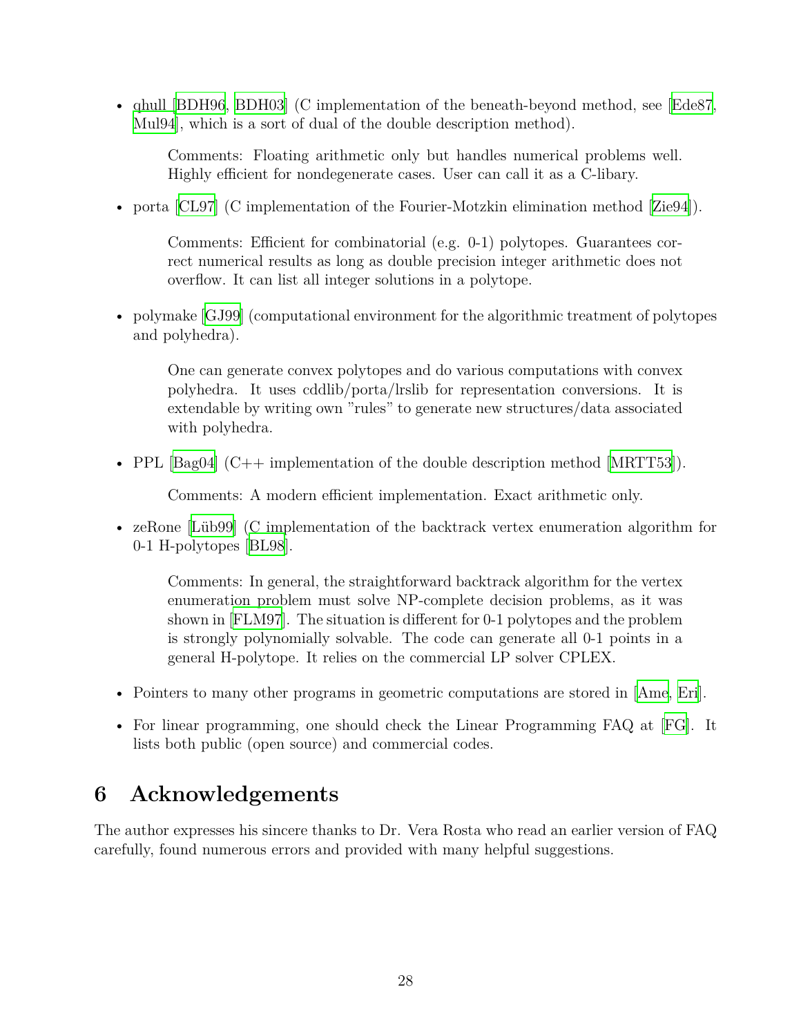- qhull [BDH96, BDH03] (C implementation of the beneath-beyond method, see [Ede87, Mul94], which is a sort of dual of the double description method).

  Comments: Floating arithmetic only but handles numerical problems well. Highly efficient for nondegenerate cases. User can call it as a C-libary.

- porta [CL97] (C implementation of the Fourier-Motzkin elimination method [Zie94]).

  Comments: Efficient for combinatorial (e.g. 0-1) polytopes. Guarantees correct numerical results as long as double precision integer arithmetic does not overflow. It can list all integer solutions in a polytope.

- polymake [GJ99] (computational environment for the algorithmic treatment of polytopes and polyhedra).

  One can generate convex polytopes and do various computations with convex polyhedra. It uses cddlib/porta/lrslib for representation conversions. It is extendable by writing own "rules" to generate new structures/data associated with polyhedra.

- PPL [Bag04] (C++ implementation of the double description method [MRTT53]).

  Comments: A modern efficient implementation. Exact arithmetic only.

- zeRone [Lüb99] (C implementation of the backtrack vertex enumeration algorithm for 0-1 H-polytopes [BL98].

  Comments: In general, the straightforward backtrack algorithm for the vertex enumeration problem must solve NP-complete decision problems, as it was shown in [FLM97]. The situation is different for 0-1 polytopes and the problem is strongly polynomially solvable. The code can generate all 0-1 points in a general H-polytope. It relies on the commercial LP solver CPLEX.

- Pointers to many other programs in geometric computations are stored in [Ame, Eri].

- For linear programming, one should check the Linear Programming FAQ at [FG]. It lists both public (open source) and commercial codes.

# 6 Acknowledgements

The author expresses his sincere thanks to Dr. Vera Rosta who read an earlier version of FAQ carefully, found numerous errors and provided with many helpful suggestions.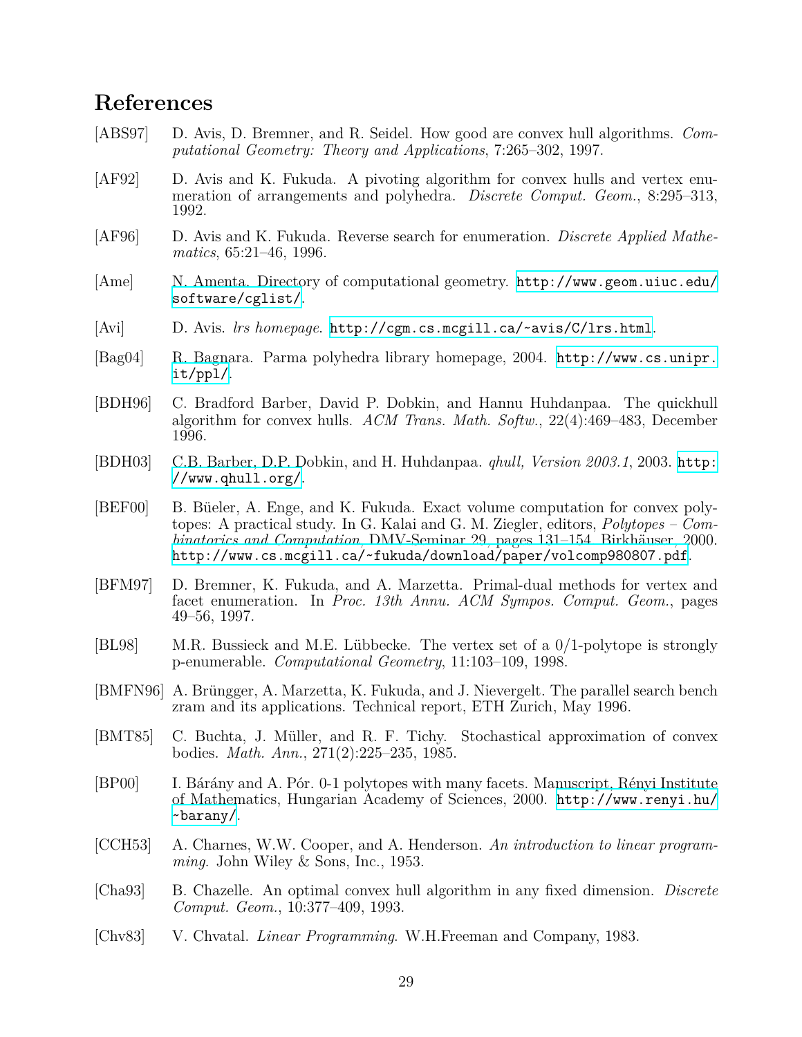# References

[ABS97] D. Avis, D. Bremner, and R. Seidel. How good are convex hull algorithms. *Computational Geometry: Theory and Applications*, 7:265–302, 1997.

[AF92] D. Avis and K. Fukuda. A pivoting algorithm for convex hulls and vertex enumeration of arrangements and polyhedra. *Discrete Comput. Geom.*, 8:295–313, 1992.

[AF96] D. Avis and K. Fukuda. Reverse search for enumeration. *Discrete Applied Mathematics*, 65:21–46, 1996.

[Ame] N. Amenta. Directory of computational geometry. http://www.geom.uiuc.edu/software/cglist/.

[Avi] D. Avis. *lrs homepage*. http://cgm.cs.mcgill.ca/~avis/C/lrs.html.

[Bag04] R. Bagnara. Parma polyhedra library homepage, 2004. http://www.cs.unipr.it/ppl/.

[BDH96] C. Bradford Barber, David P. Dobkin, and Hannu Huhdanpaa. The quickhull algorithm for convex hulls. *ACM Trans. Math. Softw.*, 22(4):469–483, December 1996.

[BDH03] C.B. Barber, D.P. Dobkin, and H. Huhdanpaa. *qhull, Version 2003.1*, 2003. http://www.qhull.org/.

[BEF00] B. Büeler, A. Enge, and K. Fukuda. Exact volume computation for convex polytopes: A practical study. In G. Kalai and G. M. Ziegler, editors, *Polytopes – Combinatorics and Computation*, DMV-Seminar 29, pages 131–154. Birkhäuser, 2000. http://www.cs.mcgill.ca/~fukuda/download/paper/volcomp980807.pdf.

[BFM97] D. Bremner, K. Fukuda, and A. Marzetta. Primal-dual methods for vertex and facet enumeration. In *Proc. 13th Annu. ACM Sympos. Comput. Geom.*, pages 49–56, 1997.

[BL98] M.R. Bussieck and M.E. Lübbecke. The vertex set of a 0/1-polytope is strongly p-enumerable. *Computational Geometry*, 11:103–109, 1998.

[BMFN96] A. Brüngger, A. Marzetta, K. Fukuda, and J. Nievergelt. The parallel search bench zram and its applications. Technical report, ETH Zurich, May 1996.

[BMT85] C. Buchta, J. Müller, and R. F. Tichy. Stochastical approximation of convex bodies. *Math. Ann.*, 271(2):225–235, 1985.

[BP00] I. Bárány and A. Pór. 0-1 polytopes with many facets. Manuscript, Rényi Institute of Mathematics, Hungarian Academy of Sciences, 2000. http://www.renyi.hu/~barany/.

[CCH53] A. Charnes, W.W. Cooper, and A. Henderson. *An introduction to linear programming*. John Wiley & Sons, Inc., 1953.

[Cha93] B. Chazelle. An optimal convex hull algorithm in any fixed dimension. *Discrete Comput. Geom.*, 10:377–409, 1993.

[Chv83] V. Chvatal. *Linear Programming*. W.H.Freeman and Company, 1983.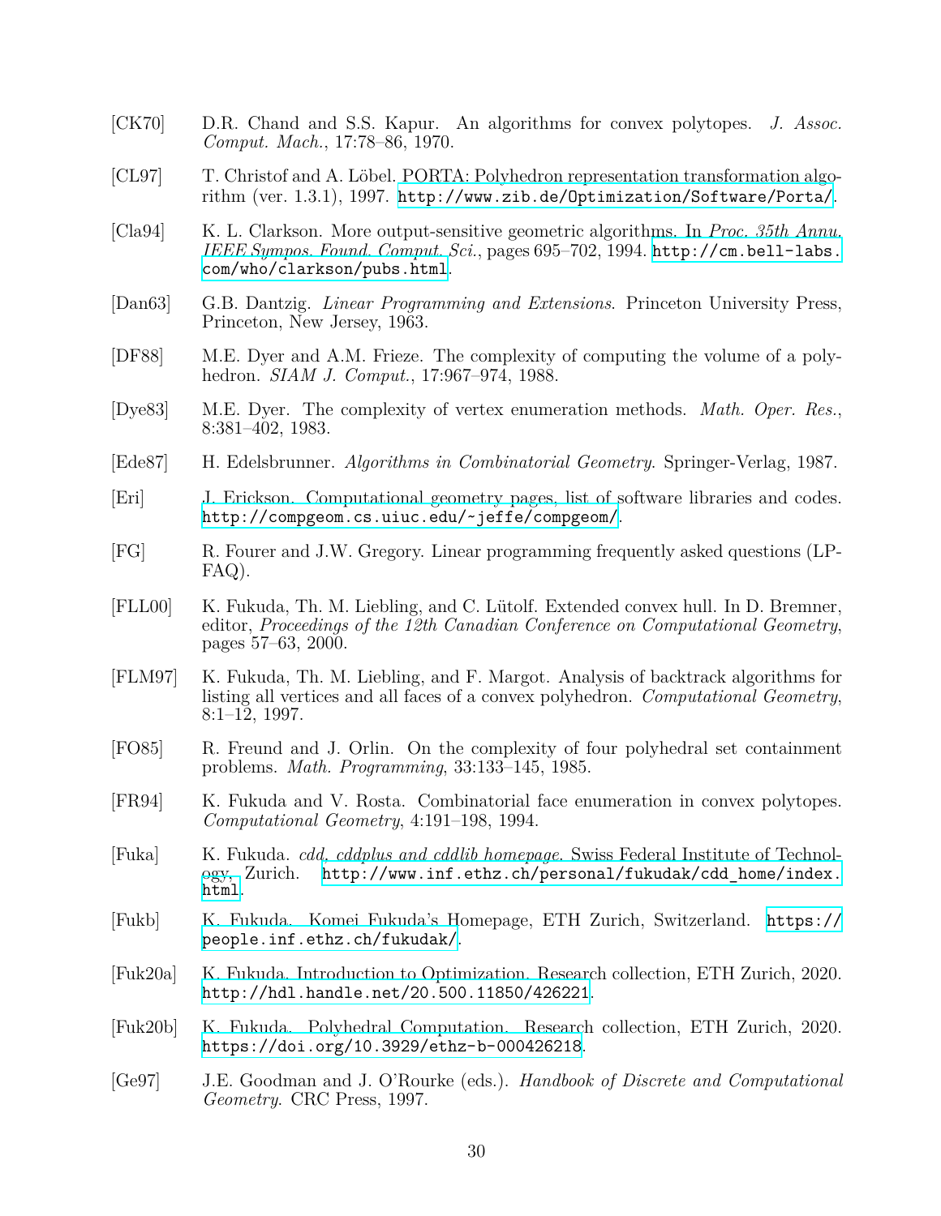[CK70] D.R. Chand and S.S. Kapur. An algorithms for convex polytopes. *J. Assoc. Comput. Mach.*, 17:78–86, 1970.

[CL97] T. Christof and A. Löbel. PORTA: Polyhedron representation transformation algorithm (ver. 1.3.1), 1997. http://www.zib.de/Optimization/Software/Porta/.

[Cla94] K. L. Clarkson. More output-sensitive geometric algorithms. In *Proc. 35th Annu. IEEE Sympos. Found. Comput. Sci.*, pages 695–702, 1994. http://cm.bell-labs.com/who/clarkson/pubs.html.

[Dan63] G.B. Dantzig. *Linear Programming and Extensions*. Princeton University Press, Princeton, New Jersey, 1963.

[DF88] M.E. Dyer and A.M. Frieze. The complexity of computing the volume of a polyhedron. *SIAM J. Comput.*, 17:967–974, 1988.

[Dye83] M.E. Dyer. The complexity of vertex enumeration methods. *Math. Oper. Res.*, 8:381–402, 1983.

[Ede87] H. Edelsbrunner. *Algorithms in Combinatorial Geometry*. Springer-Verlag, 1987.

[Eri] J. Erickson. Computational geometry pages, list of software libraries and codes. http://compgeom.cs.uiuc.edu/~jeffe/compgeom/.

[FG] R. Fourer and J.W. Gregory. Linear programming frequently asked questions (LP-FAQ).

[FLL00] K. Fukuda, Th. M. Liebling, and C. Lütolf. Extended convex hull. In D. Bremner, editor, *Proceedings of the 12th Canadian Conference on Computational Geometry*, pages 57–63, 2000.

[FLM97] K. Fukuda, Th. M. Liebling, and F. Margot. Analysis of backtrack algorithms for listing all vertices and all faces of a convex polyhedron. *Computational Geometry*, 8:1–12, 1997.

[FO85] R. Freund and J. Orlin. On the complexity of four polyhedral set containment problems. *Math. Programming*, 33:133–145, 1985.

[FR94] K. Fukuda and V. Rosta. Combinatorial face enumeration in convex polytopes. *Computational Geometry*, 4:191–198, 1994.

[Fuka] K. Fukuda. *cdd, cddplus and cddlib homepage*. Swiss Federal Institute of Technology, Zurich. http://www.inf.ethz.ch/personal/fukudak/cdd_home/index.html.

[Fukb] K. Fukuda. Komei Fukuda's Homepage, ETH Zurich, Switzerland. https://people.inf.ethz.ch/fukudak/.

[Fuk20a] K. Fukuda. Introduction to Optimization. Research collection, ETH Zurich, 2020. http://hdl.handle.net/20.500.11850/426221.

[Fuk20b] K. Fukuda. Polyhedral Computation. Research collection, ETH Zurich, 2020. https://doi.org/10.3929/ethz-b-000426218.

[Ge97] J.E. Goodman and J. O'Rourke (eds.). *Handbook of Discrete and Computational Geometry*. CRC Press, 1997.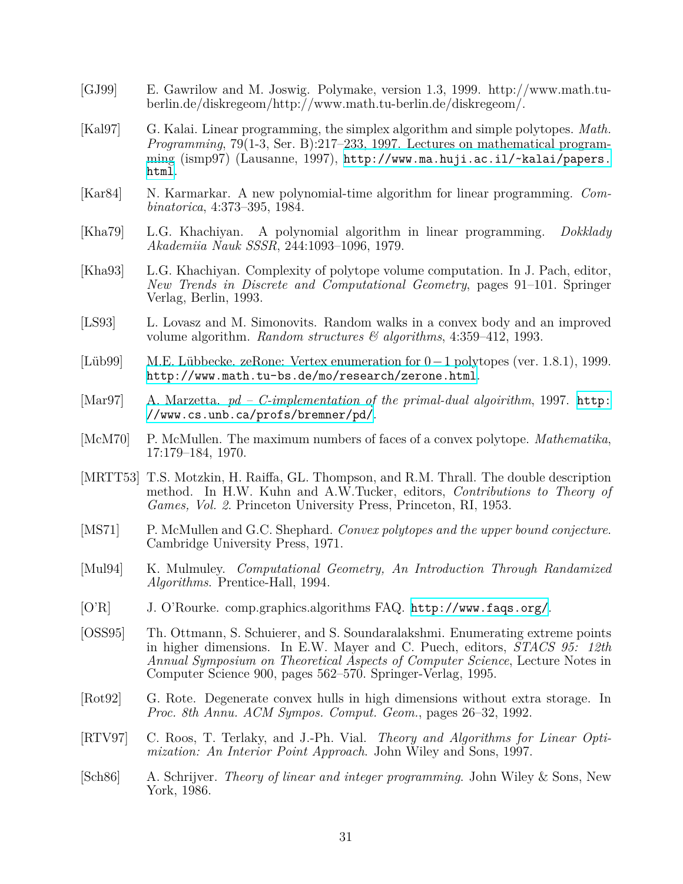[GJ99] E. Gawrilow and M. Joswig. Polymake, version 1.3, 1999. http://www.math.tu-berlin.de/diskregeom/http://www.math.tu-berlin.de/diskregeom/.

[Kal97] G. Kalai. Linear programming, the simplex algorithm and simple polytopes. *Math. Programming*, 79(1-3, Ser. B):217–233, 1997. Lectures on mathematical programming (ismp97) (Lausanne, 1997), http://www.ma.huji.ac.il/~kalai/papers.html.

[Kar84] N. Karmarkar. A new polynomial-time algorithm for linear programming. *Combinatorica*, 4:373–395, 1984.

[Kha79] L.G. Khachiyan. A polynomial algorithm in linear programming. *Dokklady Akademiia Nauk SSSR*, 244:1093–1096, 1979.

[Kha93] L.G. Khachiyan. Complexity of polytope volume computation. In J. Pach, editor, *New Trends in Discrete and Computational Geometry*, pages 91–101. Springer Verlag, Berlin, 1993.

[LS93] L. Lovasz and M. Simonovits. Random walks in a convex body and an improved volume algorithm. *Random structures & algorithms*, 4:359–412, 1993.

[Lüb99] M.E. Lübbecke. zeRone: Vertex enumeration for $0-1$ polytopes (ver. 1.8.1), 1999. http://www.math.tu-bs.de/mo/research/zerone.html.

[Mar97] A. Marzetta. *pd – C-implementation of the primal-dual algoirithm*, 1997. http://www.cs.unb.ca/profs/bremner/pd/.

[McM70] P. McMullen. The maximum numbers of faces of a convex polytope. *Mathematika*, 17:179–184, 1970.

[MRTT53] T.S. Motzkin, H. Raiffa, GL. Thompson, and R.M. Thrall. The double description method. In H.W. Kuhn and A.W.Tucker, editors, *Contributions to Theory of Games, Vol. 2*. Princeton University Press, Princeton, RI, 1953.

[MS71] P. McMullen and G.C. Shephard. *Convex polytopes and the upper bound conjecture*. Cambridge University Press, 1971.

[Mul94] K. Mulmuley. *Computational Geometry, An Introduction Through Randamized Algorithms*. Prentice-Hall, 1994.

[O'R] J. O'Rourke. comp.graphics.algorithms FAQ. http://www.faqs.org/.

[OSS95] Th. Ottmann, S. Schuierer, and S. Soundaralakshmi. Enumerating extreme points in higher dimensions. In E.W. Mayer and C. Puech, editors, *STACS 95: 12th Annual Symposium on Theoretical Aspects of Computer Science*, Lecture Notes in Computer Science 900, pages 562–570. Springer-Verlag, 1995.

[Rot92] G. Rote. Degenerate convex hulls in high dimensions without extra storage. In *Proc. 8th Annu. ACM Sympos. Comput. Geom.*, pages 26–32, 1992.

[RTV97] C. Roos, T. Terlaky, and J.-Ph. Vial. *Theory and Algorithms for Linear Optimization: An Interior Point Approach*. John Wiley and Sons, 1997.

[Sch86] A. Schrijver. *Theory of linear and integer programming*. John Wiley & Sons, New York, 1986.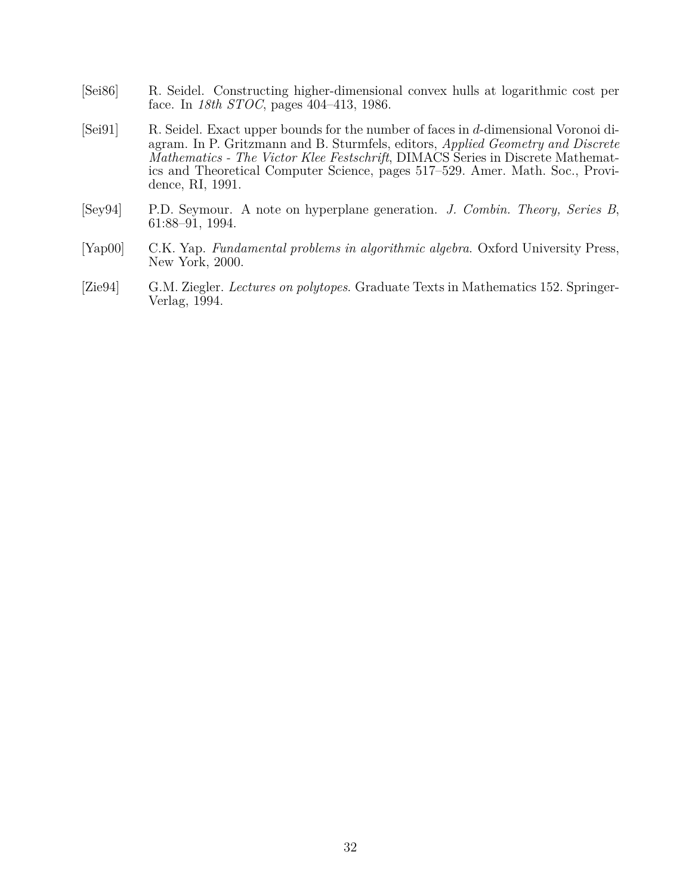[Sei86] R. Seidel. Constructing higher-dimensional convex hulls at logarithmic cost per face. In *18th STOC*, pages 404–413, 1986.

[Sei91] R. Seidel. Exact upper bounds for the number of faces in $d$-dimensional Voronoi diagram. In P. Gritzmann and B. Sturmfels, editors, *Applied Geometry and Discrete Mathematics - The Victor Klee Festschrift*, DIMACS Series in Discrete Mathematics and Theoretical Computer Science, pages 517–529. Amer. Math. Soc., Providence, RI, 1991.

[Sey94] P.D. Seymour. A note on hyperplane generation. *J. Combin. Theory, Series B*, 61:88–91, 1994.

[Yap00] C.K. Yap. *Fundamental problems in algorithmic algebra*. Oxford University Press, New York, 2000.

[Zie94] G.M. Ziegler. *Lectures on polytopes*. Graduate Texts in Mathematics 152. Springer-Verlag, 1994.